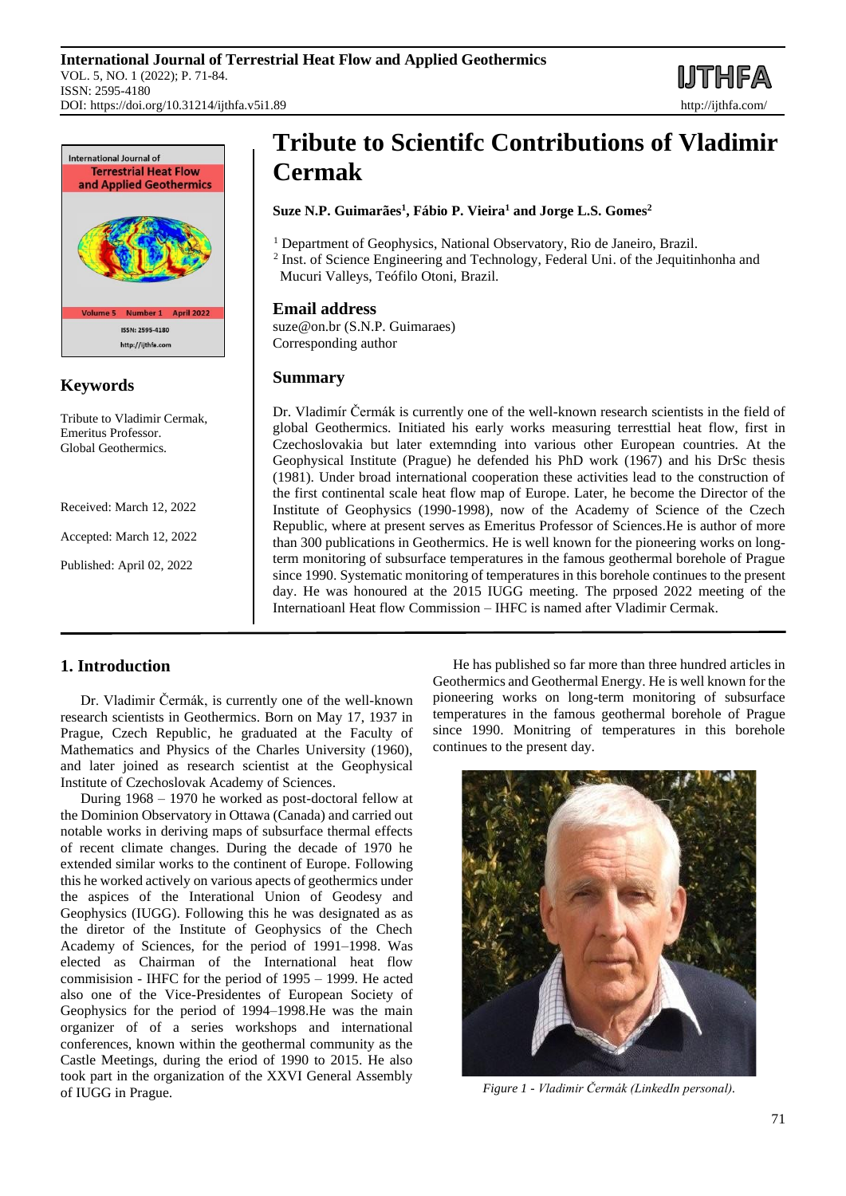# Tribute to Scientifc Contributions of Vladimir Cermak

**Suze N.P. Guimarães[1], Fábio P. Vieira[1] and Jorge L.S. Gomes[2]**

[1] Department of Geophysics, National Observatory, Rio de Janeiro, Brazil.
[2] Inst. of Science Engineering and Technology, Federal Uni. of the Jequitinhonha and Mucuri Valleys, Teófilo Otoni, Brazil.

## Email address

suze@on.br (S.N.P. Guimaraes)
Corresponding author

## Keywords

Tribute to Vladimir Cermak, Emeritus Professor.
Global Geothermics.

Received: March 12, 2022

Accepted: March 12, 2022

Published: April 02, 2022

## Summary

Dr. Vladimír Čermák is currently one of the well-known research scientists in the field of global Geothermics. Initiated his early works measuring terresttial heat flow, first in Czechoslovakia but later extemnding into various other European countries. At the Geophysical Institute (Prague) he defended his PhD work (1967) and his DrSc thesis (1981). Under broad international cooperation these activities lead to the construction of the first continental scale heat flow map of Europe. Later, he become the Director of the Institute of Geophysics (1990-1998), now of the Academy of Science of the Czech Republic, where at present serves as Emeritus Professor of Sciences.He is author of more than 300 publications in Geothermics. He is well known for the pioneering works on long-term monitoring of subsurface temperatures in the famous geothermal borehole of Prague since 1990. Systematic monitoring of temperatures in this borehole continues to the present day. He was honoured at the 2015 IUGG meeting. The prposed 2022 meeting of the Internatioanl Heat flow Commission – IHFC is named after Vladimir Cermak.

## 1. Introduction

Dr. Vladimir Čermák, is currently one of the well-known research scientists in Geothermics. Born on May 17, 1937 in Prague, Czech Republic, he graduated at the Faculty of Mathematics and Physics of the Charles University (1960), and later joined as research scientist at the Geophysical Institute of Czechoslovak Academy of Sciences.

During 1968 – 1970 he worked as post-doctoral fellow at the Dominion Observatory in Ottawa (Canada) and carried out notable works in deriving maps of subsurface thermal effects of recent climate changes. During the decade of 1970 he extended similar works to the continent of Europe. Following this he worked actively on various apects of geothermics under the aspices of the Interational Union of Geodesy and Geophysics (IUGG). Following this he was designated as as the diretor of the Institute of Geophysics of the Chech Academy of Sciences, for the period of 1991–1998. Was elected as Chairman of the International heat flow commisision - IHFC for the period of 1995 – 1999. He acted also one of the Vice-Presidentes of European Society of Geophysics for the period of 1994–1998.He was the main organizer of of a series workshops and international conferences, known within the geothermal community as the Castle Meetings, during the eriod of 1990 to 2015. He also took part in the organization of the XXVI General Assembly of IUGG in Prague.

He has published so far more than three hundred articles in Geothermics and Geothermal Energy. He is well known for the pioneering works on long-term monitoring of subsurface temperatures in the famous geothermal borehole of Prague since 1990. Monitring of temperatures in this borehole continues to the present day.

*Figure 1 - Vladimir Čermák (LinkedIn personal).*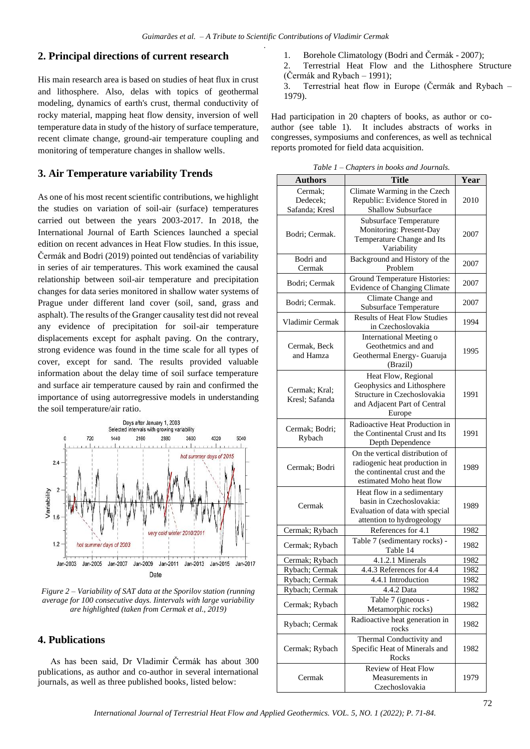## 2. Principal directions of current research

His main research area is based on studies of heat flux in crust and lithosphere. Also, delas with topics of geothermal modeling, dynamics of earth's crust, thermal conductivity of rocky material, mapping heat flow density, inversion of well temperature data in study of the history of surface temperature, recent climate change, ground-air temperature coupling and monitoring of temperature changes in shallow wells.

## 3. Air Temperature variability Trends

As one of his most recent scientific contributions, we highlight the studies on variation of soil-air (surface) temperatures carried out between the years 2003-2017. In 2018, the International Journal of Earth Sciences launched a special edition on recent advances in Heat Flow studies. In this issue, Čermák and Bodri (2019) pointed out tendências of variability in series of air temperatures. This work examined the causal relationship between soil-air temperature and precipitation changes for data series monitored in shallow water systems of Prague under different land cover (soil, sand, grass and asphalt). The results of the Granger causality test did not reveal any evidence of precipitation for soil-air temperature displacements except for asphalt paving. On the contrary, strong evidence was found in the time scale for all types of cover, except for sand. The results provided valuable information about the delay time of soil surface temperature and surface air temperature caused by rain and confirmed the importance of using autorregressive models in understanding the soil temperature/air ratio.

*Figure 2 – Variability of SAT data at the Sporilov station (running average for 100 consecutive days. Iintervals with large variability are highlighted (taken from Cermak et al., 2019)*

## 4. Publications

As has been said, Dr Vladimir Čermák has about 300 publications, as author and co-author in several international journals, as well as three published books, listed below:

1. Borehole Climatology (Bodri and Čermák - 2007);
2. Terrestrial Heat Flow and the Lithosphere Structure (Čermák and Rybach – 1991);
3. Terrestrial heat flow in Europe (Čermák and Rybach – 1979).

Had participation in 20 chapters of books, as author or co-author (see table 1). It includes abstracts of works in congresses, symposiums and conferences, as well as technical reports promoted for field data acquisition.

*Table 1 – Chapters in books and Journals.*

| Authors | Title | Year |
|---|---|---|
| Cermak; Dedecek; Safanda; Kresl | Climate Warming in the Czech Republic: Evidence Stored in Shallow Subsurface | 2010 |
| Bodri; Cermak. | Subsurface Temperature Monitoring: Present-Day Temperature Change and Its Variability | 2007 |
| Bodri and Cermak | Background and History of the Problem | 2007 |
| Bodri; Cermak | Ground Temperature Histories: Evidence of Changing Climate | 2007 |
| Bodri; Cermak. | Climate Change and Subsurface Temperature | 2007 |
| Vladimir Cermak | Results of Heat Flow Studies in Czechoslovakia | 1994 |
| Cermak, Beck and Hamza | International Meeting o Geothetmics and and Geothermal Energy- Guaruja (Brazil) | 1995 |
| Cermak; Kral; Kresl; Safanda | Heat Flow, Regional Geophysics and Lithosphere Structure in Czechoslovakia and Adjacent Part of Central Europe | 1991 |
| Cermak; Bodri; Rybach | Radioactive Heat Production in the Continental Crust and Its Depth Dependence | 1991 |
| Cermak; Bodri | On the vertical distribution of radiogenic heat production in the continental crust and the estimated Moho heat flow | 1989 |
| Cermak | Heat flow in a sedimentary basin in Czechoslovakia: Evaluation of data with special attention to hydrogeology | 1989 |
| Cermak; Rybach | References for 4.1 | 1982 |
| Cermak; Rybach | Table 7 (sedimentary rocks) - Table 14 | 1982 |
| Cermak; Rybach | 4.1.2.1 Minerals | 1982 |
| Rybach; Cermak | 4.4.3 References for 4.4 | 1982 |
| Rybach; Cermak | 4.4.1 Introduction | 1982 |
| Rybach; Cermak | 4.4.2 Data | 1982 |
| Cermak; Rybach | Table 7 (igneous - Metamorphic rocks) | 1982 |
| Rybach; Cermak | Radioactive heat generation in rocks | 1982 |
| Cermak; Rybach | Thermal Conductivity and Specific Heat of Minerals and Rocks | 1982 |
| Cermak | Review of Heat Flow Measurements in Czechoslovakia | 1979 |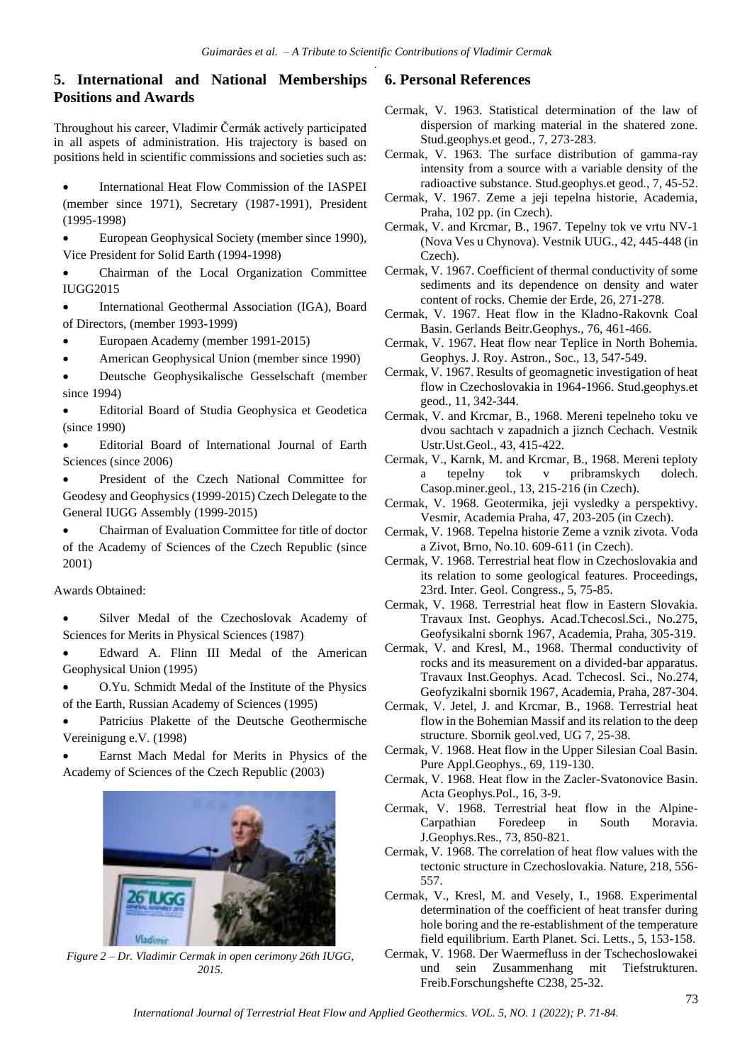## 5. International and National Memberships Positions and Awards

Throughout his career, Vladimir Čermák actively participated in all aspects of administration. His trajectory is based on positions held in scientific commissions and societies such as:

- International Heat Flow Commission of the IASPEI (member since 1971), Secretary (1987-1991), President (1995-1998)
- European Geophysical Society (member since 1990), Vice President for Solid Earth (1994-1998)
- Chairman of the Local Organization Committee IUGG2015
- International Geothermal Association (IGA), Board of Directors, (member 1993-1999)
- Europaen Academy (member 1991-2015)
- American Geophysical Union (member since 1990)
- Deutsche Geophysikalische Gesselschaft (member since 1994)
- Editorial Board of Studia Geophysica et Geodetica (since 1990)
- Editorial Board of International Journal of Earth Sciences (since 2006)
- President of the Czech National Committee for Geodesy and Geophysics (1999-2015) Czech Delegate to the General IUGG Assembly (1999-2015)
- Chairman of Evaluation Committee for title of doctor of the Academy of Sciences of the Czech Republic (since 2001)

Awards Obtained:

- Silver Medal of the Czechoslovak Academy of Sciences for Merits in Physical Sciences (1987)
- Edward A. Flinn III Medal of the American Geophysical Union (1995)
- O.Yu. Schmidt Medal of the Institute of the Physics of the Earth, Russian Academy of Sciences (1995)
- Patricius Plakette of the Deutsche Geothermische Vereinigung e.V. (1998)
- Earnst Mach Medal for Merits in Physics of the Academy of Sciences of the Czech Republic (2003)

*Figure 2 – Dr. Vladimir Cermak in open cerimony 26th IUGG, 2015.*

## 6. Personal References

Cermak, V. 1963. Statistical determination of the law of dispersion of marking material in the shatered zone. Stud.geophys.et geod., 7, 273-283.

Cermak, V. 1963. The surface distribution of gamma-ray intensity from a source with a variable density of the radioactive substance. Stud.geophys.et geod., 7, 45-52.

Cermak, V. 1967. Zeme a jeji tepelna historie, Academia, Praha, 102 pp. (in Czech).

Cermak, V. and Krcmar, B., 1967. Tepelny tok ve vrtu NV-1 (Nova Ves u Chynova). Vestnik UUG., 42, 445-448 (in Czech).

Cermak, V. 1967. Coefficient of thermal conductivity of some sediments and its dependence on density and water content of rocks. Chemie der Erde, 26, 271-278.

Cermak, V. 1967. Heat flow in the Kladno-Rakovnk Coal Basin. Gerlands Beitr.Geophys., 76, 461-466.

Cermak, V. 1967. Heat flow near Teplice in North Bohemia. Geophys. J. Roy. Astron., Soc., 13, 547-549.

Cermak, V. 1967. Results of geomagnetic investigation of heat flow in Czechoslovakia in 1964-1966. Stud.geophys.et geod., 11, 342-344.

Cermak, V. and Krcmar, B., 1968. Mereni tepelneho toku ve dvou sachtach v zapadnich a jiznch Cechach. Vestnik Ustr.Ust.Geol., 43, 415-422.

Cermak, V., Karnk, M. and Krcmar, B., 1968. Mereni teploty a tepelny tok v pribramskych dolech. Casop.miner.geol., 13, 215-216 (in Czech).

Cermak, V. 1968. Geotermika, jeji vysledky a perspektivy. Vesmir, Academia Praha, 47, 203-205 (in Czech).

Cermak, V. 1968. Tepelna historie Zeme a vznik zivota. Voda a Zivot, Brno, No.10. 609-611 (in Czech).

Cermak, V. 1968. Terrestrial heat flow in Czechoslovakia and its relation to some geological features. Proceedings, 23rd. Inter. Geol. Congress., 5, 75-85.

Cermak, V. 1968. Terrestrial heat flow in Eastern Slovakia. Travaux Inst. Geophys. Acad.Tchecosl.Sci., No.275, Geofysikalni sbornk 1967, Academia, Praha, 305-319.

Cermak, V. and Kresl, M., 1968. Thermal conductivity of rocks and its measurement on a divided-bar apparatus. Travaux Inst.Geophys. Acad. Tchecosl. Sci., No.274, Geofyzikalni sbornik 1967, Academia, Praha, 287-304.

Cermak, V. Jetel, J. and Krcmar, B., 1968. Terrestrial heat flow in the Bohemian Massif and its relation to the deep structure. Sbornik geol.ved, UG 7, 25-38.

Cermak, V. 1968. Heat flow in the Upper Silesian Coal Basin. Pure Appl.Geophys., 69, 119-130.

Cermak, V. 1968. Heat flow in the Zacler-Svatonovice Basin. Acta Geophys.Pol., 16, 3-9.

Cermak, V. 1968. Terrestrial heat flow in the Alpine-Carpathian Foredeep in South Moravia. J.Geophys.Res., 73, 850-821.

Cermak, V. 1968. The correlation of heat flow values with the tectonic structure in Czechoslovakia. Nature, 218, 556-557.

Cermak, V., Kresl, M. and Vesely, I., 1968. Experimental determination of the coefficient of heat transfer during hole boring and the re-establishment of the temperature field equilibrium. Earth Planet. Sci. Letts., 5, 153-158.

Cermak, V. 1968. Der Waermefluss in der Tschechoslowakei und sein Zusammenhang mit Tiefstrukturen. Freib.Forschungshefte C238, 25-32.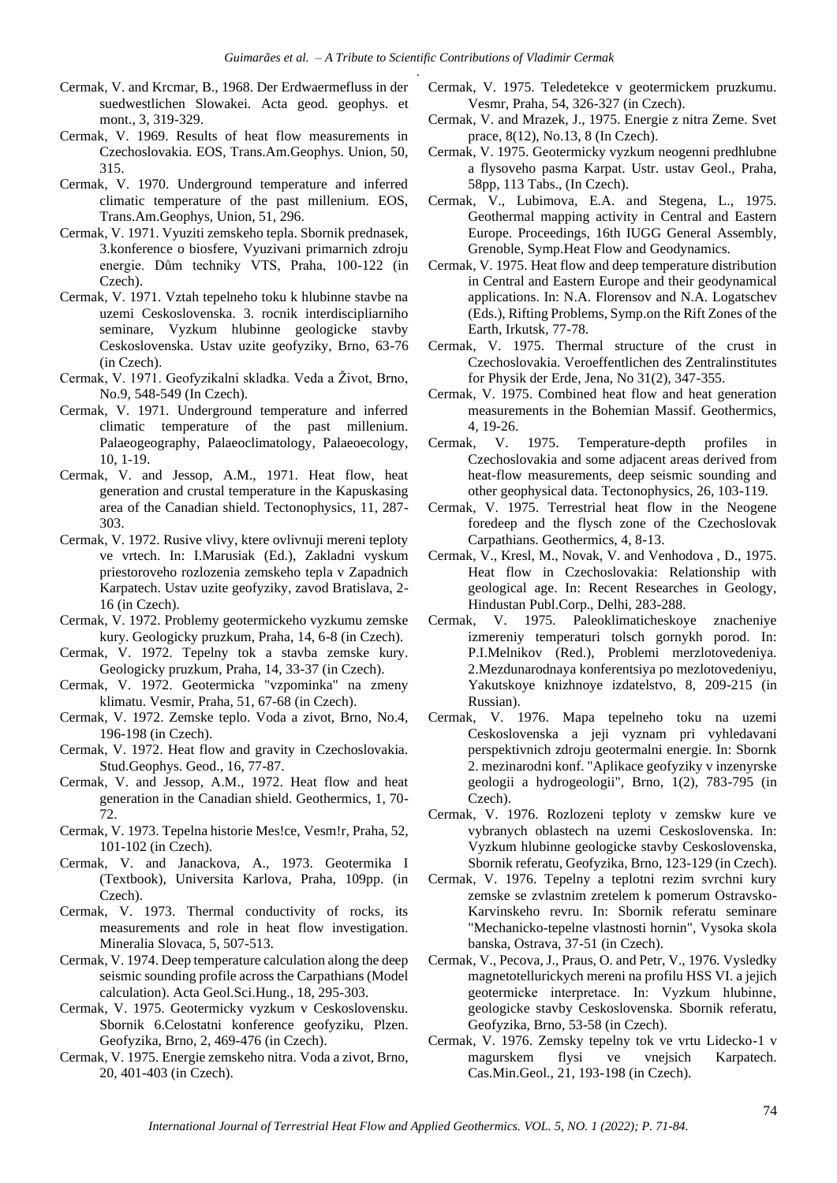Cermak, V. and Krcmar, B., 1968. Der Erdwaermefluss in der suedwestlichen Slowakei. Acta geod. geophys. et mont., 3, 319-329.

Cermak, V. 1969. Results of heat flow measurements in Czechoslovakia. EOS, Trans.Am.Geophys. Union, 50, 315.

Cermak, V. 1970. Underground temperature and inferred climatic temperature of the past millenium. EOS, Trans.Am.Geophys, Union, 51, 296.

Cermak, V. 1971. Vyuziti zemskeho tepla. Sbornik prednasek, 3.konference o biosfere, Vyuzivani primarnich zdroju energie. Dům techniky VTS, Praha, 100-122 (in Czech).

Cermak, V. 1971. Vztah tepelneho toku k hlubinne stavbe na uzemi Ceskoslovenska. 3. rocnik interdisciplinarniho seminare, Vyzkum hlubinne geologicke stavby Ceskoslovenska. Ustav uzite geofyziky, Brno, 63-76 (in Czech).

Cermak, V. 1971. Geofyzikalni skladka. Veda a Život, Brno, No.9, 548-549 (In Czech).

Cermak, V. 1971. Underground temperature and inferred climatic temperature of the past millenium. Palaeogeography, Palaeoclimatology, Palaeoecology, 10, 1-19.

Cermak, V. and Jessop, A.M., 1971. Heat flow, heat generation and crustal temperature in the Kapuskasing area of the Canadian shield. Tectonophysics, 11, 287-303.

Cermak, V. 1972. Rusive vlivy, ktere ovlivnuji mereni teploty ve vrtech. In: I.Marusiak (Ed.), Zakladni vyskum priestoroveho rozlozenia zemskeho tepla v Zapadnich Karpatech. Ustav uzite geofyziky, zavod Bratislava, 2-16 (in Czech).

Cermak, V. 1972. Problemy geotermickeho vyzkumu zemske kury. Geologicky pruzkum, Praha, 14, 6-8 (in Czech).

Cermak, V. 1972. Tepelny tok a stavba zemske kury. Geologicky pruzkum, Praha, 14, 33-37 (in Czech).

Cermak, V. 1972. Geotermicka "vzpominka" na zmeny klimatu. Vesmir, Praha, 51, 67-68 (in Czech).

Cermak, V. 1972. Zemske teplo. Voda a zivot, Brno, No.4, 196-198 (in Czech).

Cermak, V. 1972. Heat flow and gravity in Czechoslovakia. Stud.Geophys. Geod., 16, 77-87.

Cermak, V. and Jessop, A.M., 1972. Heat flow and heat generation in the Canadian shield. Geothermics, 1, 70-72.

Cermak, V. 1973. Tepelna historie Mes!ce, Vesm!r, Praha, 52, 101-102 (in Czech).

Cermak, V. and Janackova, A., 1973. Geotermika I (Textbook), Universita Karlova, Praha, 109pp. (in Czech).

Cermak, V. 1973. Thermal conductivity of rocks, its measurements and role in heat flow investigation. Mineralia Slovaca, 5, 507-513.

Cermak, V. 1974. Deep temperature calculation along the deep seismic sounding profile across the Carpathians (Model calculation). Acta Geol.Sci.Hung., 18, 295-303.

Cermak, V. 1975. Geotermicky vyzkum v Ceskoslovensku. Sbornik 6.Celostatni konference geofyziku, Plzen. Geofyzika, Brno, 2, 469-476 (in Czech).

Cermak, V. 1975. Energie zemskeho nitra. Voda a zivot, Brno, 20, 401-403 (in Czech).

Cermak, V. 1975. Teledetekce v geotermickem pruzkumu. Vesmr, Praha, 54, 326-327 (in Czech).

Cermak, V. and Mrazek, J., 1975. Energie z nitra Zeme. Svet prace, 8(12), No.13, 8 (In Czech).

Cermak, V. 1975. Geotermicky vyzkum neogenni predhlubne a flysoveho pasma Karpat. Ustr. ustav Geol., Praha, 58pp, 113 Tabs., (In Czech).

Cermak, V., Lubimova, E.A. and Stegena, L., 1975. Geothermal mapping activity in Central and Eastern Europe. Proceedings, 16th IUGG General Assembly, Grenoble, Symp.Heat Flow and Geodynamics.

Cermak, V. 1975. Heat flow and deep temperature distribution in Central and Eastern Europe and their geodynamical applications. In: N.A. Florensov and N.A. Logatschev (Eds.), Rifting Problems, Symp.on the Rift Zones of the Earth, Irkutsk, 77-78.

Cermak, V. 1975. Thermal structure of the crust in Czechoslovakia. Veroeffentlichen des Zentralinstitutes for Physik der Erde, Jena, No 31(2), 347-355.

Cermak, V. 1975. Combined heat flow and heat generation measurements in the Bohemian Massif. Geothermics, 4, 19-26.

Cermak, V. 1975. Temperature-depth profiles in Czechoslovakia and some adjacent areas derived from heat-flow measurements, deep seismic sounding and other geophysical data. Tectonophysics, 26, 103-119.

Cermak, V. 1975. Terrestrial heat flow in the Neogene foredeep and the flysch zone of the Czechoslovak Carpathians. Geothermics, 4, 8-13.

Cermak, V., Kresl, M., Novak, V. and Venhodova , D., 1975. Heat flow in Czechoslovakia: Relationship with geological age. In: Recent Researches in Geology, Hindustan Publ.Corp., Delhi, 283-288.

Cermak, V. 1975. Paleoklimaticheskoye znacheniye izmereniy temperaturi tolsch gornykh porod. In: P.I.Melnikov (Red.), Problemi merzlotovedeniya. 2.Mezdunarodnaya konferentsiya po mezlotovedeniyu, Yakutskoye knizhnoye izdatelstvo, 8, 209-215 (in Russian).

Cermak, V. 1976. Mapa tepelneho toku na uzemi Ceskoslovenska a jeji vyznam pri vyhledavani perspektivnich zdroju geotermalni energie. In: Sbornk 2. mezinarodni konf. "Aplikace geofyziky v inzenyrske geologii a hydrogeologii", Brno, 1(2), 783-795 (in Czech).

Cermak, V. 1976. Rozlozeni teploty v zemskw kure ve vybranych oblastech na uzemi Ceskoslovenska. In: Vyzkum hlubinne geologicke stavby Ceskoslovenska, Sbornik referatu, Geofyzika, Brno, 123-129 (in Czech).

Cermak, V. 1976. Tepelny a teplotni rezim svrchni kury zemske se zvlastnim zretelem k pomerum Ostravsko-Karvinskeho revru. In: Sbornik referatu seminare "Mechanicko-tepelne vlastnosti hornin", Vysoka skola banska, Ostrava, 37-51 (in Czech).

Cermak, V., Pecova, J., Praus, O. and Petr, V., 1976. Vysledky magnetotellurickych mereni na profilu HSS VI. a jejich geotermicke interpretace. In: Vyzkum hlubinne, geologicke stavby Ceskoslovenska. Sbornik referatu, Geofyzika, Brno, 53-58 (in Czech).

Cermak, V. 1976. Zemsky tepelny tok ve vrtu Lidecko-1 v magurskem flysi ve vnejsich Karpatech. Cas.Min.Geol., 21, 193-198 (in Czech).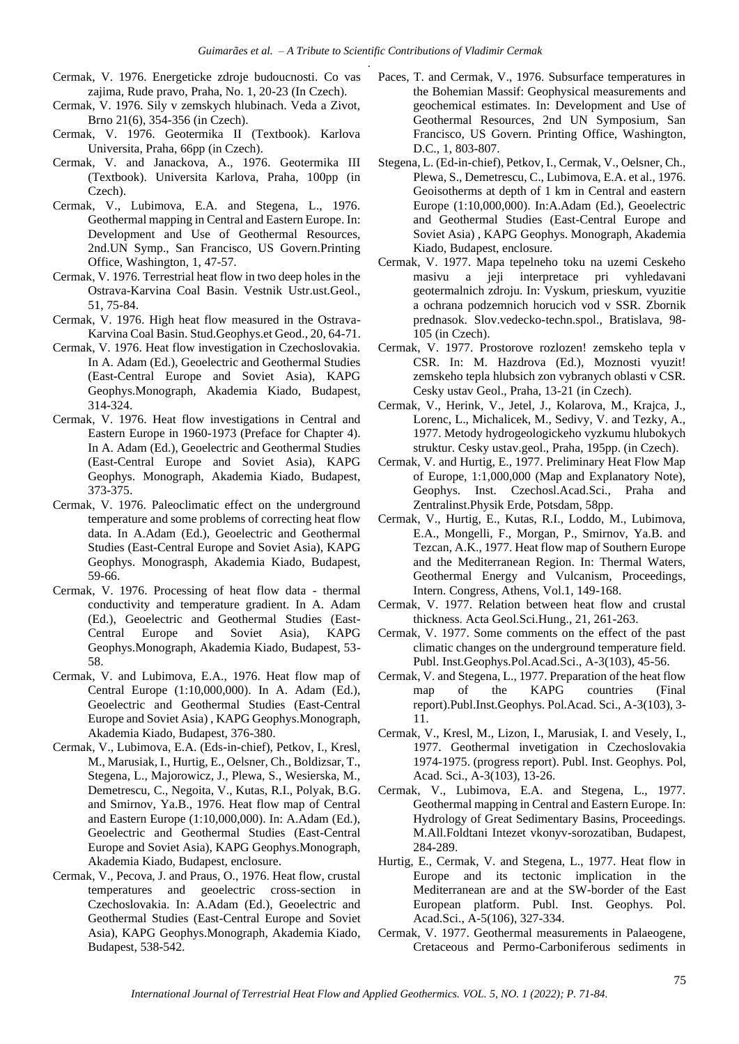Cermak, V. 1976. Energeticke zdroje budoucnosti. Co vas zajima, Rude pravo, Praha, No. 1, 20-23 (In Czech).

Cermak, V. 1976. Sily v zemskych hlubinach. Veda a Zivot, Brno 21(6), 354-356 (in Czech).

Cermak, V. 1976. Geotermika II (Textbook). Karlova Universita, Praha, 66pp (in Czech).

Cermak, V. and Janackova, A., 1976. Geotermika III (Textbook). Universita Karlova, Praha, 100pp (in Czech).

Cermak, V., Lubimova, E.A. and Stegena, L., 1976. Geothermal mapping in Central and Eastern Europe. In: Development and Use of Geothermal Resources, 2nd.UN Symp., San Francisco, US Govern.Printing Office, Washington, 1, 47-57.

Cermak, V. 1976. Terrestrial heat flow in two deep holes in the Ostrava-Karvina Coal Basin. Vestnik Ustr.ust.Geol., 51, 75-84.

Cermak, V. 1976. High heat flow measured in the Ostrava-Karvina Coal Basin. Stud.Geophys.et Geod., 20, 64-71.

Cermak, V. 1976. Heat flow investigation in Czechoslovakia. In A. Adam (Ed.), Geoelectric and Geothermal Studies (East-Central Europe and Soviet Asia), KAPG Geophys.Monograph, Akademia Kiado, Budapest, 314-324.

Cermak, V. 1976. Heat flow investigations in Central and Eastern Europe in 1960-1973 (Preface for Chapter 4). In A. Adam (Ed.), Geoelectric and Geothermal Studies (East-Central Europe and Soviet Asia), KAPG Geophys. Monograph, Akademia Kiado, Budapest, 373-375.

Cermak, V. 1976. Paleoclimatic effect on the underground temperature and some problems of correcting heat flow data. In A.Adam (Ed.), Geoelectric and Geothermal Studies (East-Central Europe and Soviet Asia), KAPG Geophys. Monograsph, Akademia Kiado, Budapest, 59-66.

Cermak, V. 1976. Processing of heat flow data - thermal conductivity and temperature gradient. In A. Adam (Ed.), Geoelectric and Geothermal Studies (East-Central Europe and Soviet Asia), KAPG Geophys.Monograph, Akademia Kiado, Budapest, 53-58.

Cermak, V. and Lubimova, E.A., 1976. Heat flow map of Central Europe (1:10,000,000). In A. Adam (Ed.), Geoelectric and Geothermal Studies (East-Central Europe and Soviet Asia) , KAPG Geophys.Monograph, Akademia Kiado, Budapest, 376-380.

Cermak, V., Lubimova, E.A. (Eds-in-chief), Petkov, I., Kresl, M., Marusiak, I., Hurtig, E., Oelsner, Ch., Boldizsar, T., Stegena, L., Majorowicz, J., Plewa, S., Wesierska, M., Demetrescu, C., Negoita, V., Kutas, R.I., Polyak, B.G. and Smirnov, Ya.B., 1976. Heat flow map of Central and Eastern Europe (1:10,000,000). In: A.Adam (Ed.), Geoelectric and Geothermal Studies (East-Central Europe and Soviet Asia), KAPG Geophys.Monograph, Akademia Kiado, Budapest, enclosure.

Cermak, V., Pecova, J. and Praus, O., 1976. Heat flow, crustal temperatures and geoelectric cross-section in Czechoslovakia. In: A.Adam (Ed.), Geoelectric and Geothermal Studies (East-Central Europe and Soviet Asia), KAPG Geophys.Monograph, Akademia Kiado, Budapest, 538-542.

Paces, T. and Cermak, V., 1976. Subsurface temperatures in the Bohemian Massif: Geophysical measurements and geochemical estimates. In: Development and Use of Geothermal Resources, 2nd UN Symposium, San Francisco, US Govern. Printing Office, Washington, D.C., 1, 803-807.

Stegena, L. (Ed-in-chief), Petkov, I., Cermak, V., Oelsner, Ch., Plewa, S., Demetrescu, C., Lubimova, E.A. et al., 1976. Geoisotherms at depth of 1 km in Central and eastern Europe (1:10,000,000). In:A.Adam (Ed.), Geoelectric and Geothermal Studies (East-Central Europe and Soviet Asia) , KAPG Geophys. Monograph, Akademia Kiado, Budapest, enclosure.

Cermak, V. 1977. Mapa tepelneho toku na uzemi Ceskeho masivu a jeji interpretace pri vyhledavani geotermalnich zdroju. In: Vyskum, prieskum, vyuzitie a ochrana podzemnich horucich vod v SSR. Zbornik prednasok. Slov.vedecko-techn.spol., Bratislava, 98-105 (in Czech).

Cermak, V. 1977. Prostorove rozlozen! zemskeho tepla v CSR. In: M. Hazdrova (Ed.), Moznosti vyuzit! zemskeho tepla hlubsich zon vybranych oblasti v CSR. Cesky ustav Geol., Praha, 13-21 (in Czech).

Cermak, V., Herink, V., Jetel, J., Kolarova, M., Krajca, J., Lorenc, L., Michalicek, M., Sedivy, V. and Tezky, A., 1977. Metody hydrogeologickeho vyzkumu hlubokych struktur. Cesky ustav.geol., Praha, 195pp. (in Czech).

Cermak, V. and Hurtig, E., 1977. Preliminary Heat Flow Map of Europe, 1:1,000,000 (Map and Explanatory Note), Geophys. Inst. Czechosl.Acad.Sci., Praha and Zentralinst.Physik Erde, Potsdam, 58pp.

Cermak, V., Hurtig, E., Kutas, R.I., Loddo, M., Lubimova, E.A., Mongelli, F., Morgan, P., Smirnov, Ya.B. and Tezcan, A.K., 1977. Heat flow map of Southern Europe and the Mediterranean Region. In: Thermal Waters, Geothermal Energy and Vulcanism, Proceedings, Intern. Congress, Athens, Vol.1, 149-168.

Cermak, V. 1977. Relation between heat flow and crustal thickness. Acta Geol.Sci.Hung., 21, 261-263.

Cermak, V. 1977. Some comments on the effect of the past climatic changes on the underground temperature field. Publ. Inst.Geophys.Pol.Acad.Sci., A-3(103), 45-56.

Cermak, V. and Stegena, L., 1977. Preparation of the heat flow map of the KAPG countries (Final report).Publ.Inst.Geophys. Pol.Acad. Sci., A-3(103), 3-11.

Cermak, V., Kresl, M., Lizon, I., Marusiak, I. and Vesely, I., 1977. Geothermal invetigation in Czechoslovakia 1974-1975. (progress report). Publ. Inst. Geophys. Pol, Acad. Sci., A-3(103), 13-26.

Cermak, V., Lubimova, E.A. and Stegena, L., 1977. Geothermal mapping in Central and Eastern Europe. In: Hydrology of Great Sedimentary Basins, Proceedings. M.All.Foldtani Intezet vkonyv-sorozatiban, Budapest, 284-289.

Hurtig, E., Cermak, V. and Stegena, L., 1977. Heat flow in Europe and its tectonic implication in the Mediterranean are and at the SW-border of the East European platform. Publ. Inst. Geophys. Pol. Acad.Sci., A-5(106), 327-334.

Cermak, V. 1977. Geothermal measurements in Palaeogene, Cretaceous and Permo-Carboniferous sediments in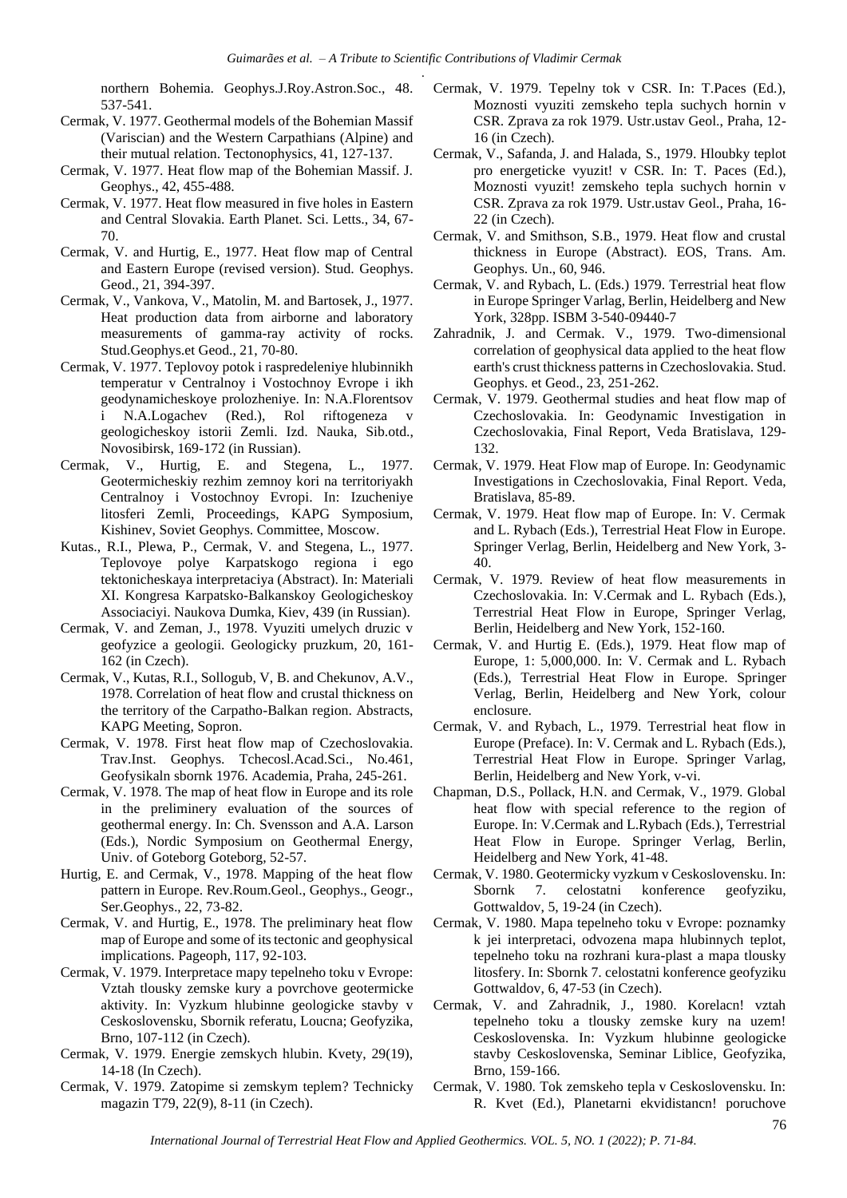northern Bohemia. Geophys.J.Roy.Astron.Soc., 48. 537-541.

Cermak, V. 1977. Geothermal models of the Bohemian Massif (Variscian) and the Western Carpathians (Alpine) and their mutual relation. Tectonophysics, 41, 127-137.

Cermak, V. 1977. Heat flow map of the Bohemian Massif. J. Geophys., 42, 455-488.

Cermak, V. 1977. Heat flow measured in five holes in Eastern and Central Slovakia. Earth Planet. Sci. Letts., 34, 67-70.

Cermak, V. and Hurtig, E., 1977. Heat flow map of Central and Eastern Europe (revised version). Stud. Geophys. Geod., 21, 394-397.

Cermak, V., Vankova, V., Matolin, M. and Bartosek, J., 1977. Heat production data from airborne and laboratory measurements of gamma-ray activity of rocks. Stud.Geophys.et Geod., 21, 70-80.

Cermak, V. 1977. Teplovoy potok i raspredeleniye hlubinnikh temperatur v Centralnoy i Vostochnoy Evrope i ikh geodynamicheskoye prolozheniye. In: N.A.Florentsov i N.A.Logachev (Red.), Rol riftogeneza v geologicheskoy istorii Zemli. Izd. Nauka, Sib.otd., Novosibirsk, 169-172 (in Russian).

Cermak, V., Hurtig, E. and Stegena, L., 1977. Geotermicheskiy rezhim zemnoy kori na territoriyakh Centralnoy i Vostochnoy Evropi. In: Izucheniye litosferi Zemli, Proceedings, KAPG Symposium, Kishinev, Soviet Geophys. Committee, Moscow.

Kutas., R.I., Plewa, P., Cermak, V. and Stegena, L., 1977. Teplovoye polye Karpatskogo regiona i ego tektonicheskaya interpretaciya (Abstract). In: Materiali XI. Kongresa Karpatsko-Balkanskoy Geologicheskoy Associaciyi. Naukova Dumka, Kiev, 439 (in Russian).

Cermak, V. and Zeman, J., 1978. Vyuziti umelych druzic v geofyzice a geologii. Geologicky pruzkum, 20, 161-162 (in Czech).

Cermak, V., Kutas, R.I., Sollogub, V, B. and Chekunov, A.V., 1978. Correlation of heat flow and crustal thickness on the territory of the Carpatho-Balkan region. Abstracts, KAPG Meeting, Sopron.

Cermak, V. 1978. First heat flow map of Czechoslovakia. Trav.Inst. Geophys. Tchecosl.Acad.Sci., No.461, Geofysikaln sbornk 1976. Academia, Praha, 245-261.

Cermak, V. 1978. The map of heat flow in Europe and its role in the preliminery evaluation of the sources of geothermal energy. In: Ch. Svensson and A.A. Larson (Eds.), Nordic Symposium on Geothermal Energy, Univ. of Goteborg Goteborg, 52-57.

Hurtig, E. and Cermak, V., 1978. Mapping of the heat flow pattern in Europe. Rev.Roum.Geol., Geophys., Geogr., Ser.Geophys., 22, 73-82.

Cermak, V. and Hurtig, E., 1978. The preliminary heat flow map of Europe and some of its tectonic and geophysical implications. Pageoph, 117, 92-103.

Cermak, V. 1979. Interpretace mapy tepelneho toku v Evrope: Vztah tlousky zemske kury a povrchove geotermicke aktivity. In: Vyzkum hlubinne geologicke stavby v Ceskoslovensku, Sbornik referatu, Loucna; Geofyzika, Brno, 107-112 (in Czech).

Cermak, V. 1979. Energie zemskych hlubin. Kvety, 29(19), 14-18 (In Czech).

Cermak, V. 1979. Zatopime si zemskym teplem? Technicky magazin T79, 22(9), 8-11 (in Czech).

Cermak, V. 1979. Tepelny tok v CSR. In: T.Paces (Ed.), Moznosti vyuziti zemskeho tepla suchych hornin v CSR. Zprava za rok 1979. Ustr.ustav Geol., Praha, 12-16 (in Czech).

Cermak, V., Safanda, J. and Halada, S., 1979. Hloubky teplot pro energeticke vyuzit! v CSR. In: T. Paces (Ed.), Moznosti vyuzit! zemskeho tepla suchych hornin v CSR. Zprava za rok 1979. Ustr.ustav Geol., Praha, 16-22 (in Czech).

Cermak, V. and Smithson, S.B., 1979. Heat flow and crustal thickness in Europe (Abstract). EOS, Trans. Am. Geophys. Un., 60, 946.

Cermak, V. and Rybach, L. (Eds.) 1979. Terrestrial heat flow in Europe Springer Varlag, Berlin, Heidelberg and New York, 328pp. ISBM 3-540-09440-7

Zahradnik, J. and Cermak. V., 1979. Two-dimensional correlation of geophysical data applied to the heat flow earth's crust thickness patterns in Czechoslovakia. Stud. Geophys. et Geod., 23, 251-262.

Cermak, V. 1979. Geothermal studies and heat flow map of Czechoslovakia. In: Geodynamic Investigation in Czechoslovakia, Final Report, Veda Bratislava, 129-132.

Cermak, V. 1979. Heat Flow map of Europe. In: Geodynamic Investigations in Czechoslovakia, Final Report. Veda, Bratislava, 85-89.

Cermak, V. 1979. Heat flow map of Europe. In: V. Cermak and L. Rybach (Eds.), Terrestrial Heat Flow in Europe. Springer Verlag, Berlin, Heidelberg and New York, 3-40.

Cermak, V. 1979. Review of heat flow measurements in Czechoslovakia. In: V.Cermak and L. Rybach (Eds.), Terrestrial Heat Flow in Europe, Springer Verlag, Berlin, Heidelberg and New York, 152-160.

Cermak, V. and Hurtig E. (Eds.), 1979. Heat flow map of Europe, 1: 5,000,000. In: V. Cermak and L. Rybach (Eds.), Terrestrial Heat Flow in Europe. Springer Verlag, Berlin, Heidelberg and New York, colour enclosure.

Cermak, V. and Rybach, L., 1979. Terrestrial heat flow in Europe (Preface). In: V. Cermak and L. Rybach (Eds.), Terrestrial Heat Flow in Europe. Springer Varlag, Berlin, Heidelberg and New York, v-vi.

Chapman, D.S., Pollack, H.N. and Cermak, V., 1979. Global heat flow with special reference to the region of Europe. In: V.Cermak and L.Rybach (Eds.), Terrestrial Heat Flow in Europe. Springer Verlag, Berlin, Heidelberg and New York, 41-48.

Cermak, V. 1980. Geotermicky vyzkum v Ceskoslovensku. In: Sbornk 7. celostatni konference geofyziku, Gottwaldov, 5, 19-24 (in Czech).

Cermak, V. 1980. Mapa tepelneho toku v Evrope: poznamky k jei interpretaci, odvozena mapa hlubinnych teplot, tepelneho toku na rozhrani kura-plast a mapa tlousky litosfery. In: Sbornk 7. celostatni konference geofyziku Gottwaldov, 6, 47-53 (in Czech).

Cermak, V. and Zahradnik, J., 1980. Korelacn! vztah tepelneho toku a tlousky zemske kury na uzem! Ceskoslovenska. In: Vyzkum hlubinne geologicke stavby Ceskoslovenska, Seminar Liblice, Geofyzika, Brno, 159-166.

Cermak, V. 1980. Tok zemskeho tepla v Ceskoslovensku. In: R. Kvet (Ed.), Planetarni ekvidistancn! poruchove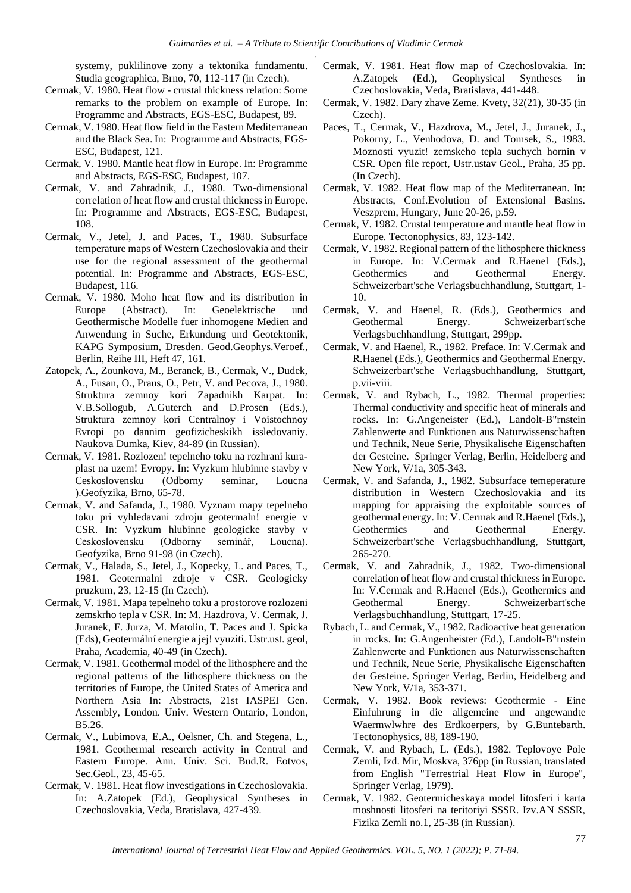systemy, puklilinove zony a tektonika fundamentu. Studia geographica, Brno, 70, 112-117 (in Czech).

Cermak, V. 1980. Heat flow - crustal thickness relation: Some remarks to the problem on example of Europe. In: Programme and Abstracts, EGS-ESC, Budapest, 89.

Cermak, V. 1980. Heat flow field in the Eastern Mediterranean and the Black Sea. In: Programme and Abstracts, EGS-ESC, Budapest, 121.

Cermak, V. 1980. Mantle heat flow in Europe. In: Programme and Abstracts, EGS-ESC, Budapest, 107.

Cermak, V. and Zahradnik, J., 1980. Two-dimensional correlation of heat flow and crustal thickness in Europe. In: Programme and Abstracts, EGS-ESC, Budapest, 108.

Cermak, V., Jetel, J. and Paces, T., 1980. Subsurface temperature maps of Western Czechoslovakia and their use for the regional assessment of the geothermal potential. In: Programme and Abstracts, EGS-ESC, Budapest, 116.

Cermak, V. 1980. Moho heat flow and its distribution in Europe (Abstract). In: Geoelektrische und Geothermische Modelle fuer inhomogene Medien and Anwendung in Suche, Erkundung und Geotektonik, KAPG Symposium, Dresden. Geod.Geophys.Veroef., Berlin, Reihe III, Heft 47, 161.

Zatopek, A., Zounkova, M., Beranek, B., Cermak, V., Dudek, A., Fusan, O., Praus, O., Petr, V. and Pecova, J., 1980. Struktura zemnoy kori Zapadnikh Karpat. In: V.B.Sollogub, A.Guterch and D.Prosen (Eds.), Struktura zemnoy kori Centralnoy i Voistochnoy Evropi po dannim geofizicheskikh issledovaniy. Naukova Dumka, Kiev, 84-89 (in Russian).

Cermak, V. 1981. Rozlozen! tepelneho toku na rozhrani kura-plast na uzem! Evropy. In: Vyzkum hlubinne stavby v Ceskoslovensku (Odborny seminar, Loucna ).Geofyzika, Brno, 65-78.

Cermak, V. and Safanda, J., 1980. Vyznam mapy tepelneho toku pri vyhledavani zdroju geotermaln! energie v CSR. In: Vyzkum hlubinne geologicke stavby v Ceskoslovensku (Odborny seminář, Loucna). Geofyzika, Brno 91-98 (in Czech).

Cermak, V., Halada, S., Jetel, J., Kopecky, L. and Paces, T., 1981. Geotermalni zdroje v CSR. Geologicky pruzkum, 23, 12-15 (In Czech).

Cermak, V. 1981. Mapa tepelneho toku a prostorove rozlozeni zemskrho tepla v CSR. In: M. Hazdrova, V. Cermak, J. Juranek, F. Jurza, M. Matolin, T. Paces and J. Spicka (Eds), Geotermální energie a jej! vyuziti. Ustr.ust. geol, Praha, Academia, 40-49 (in Czech).

Cermak, V. 1981. Geothermal model of the lithosphere and the regional patterns of the lithosphere thickness on the territories of Europe, the United States of America and Northern Asia In: Abstracts, 21st IASPEI Gen. Assembly, London. Univ. Western Ontario, London, B5.26.

Cermak, V., Lubimova, E.A., Oelsner, Ch. and Stegena, L., 1981. Geothermal research activity in Central and Eastern Europe. Ann. Univ. Sci. Bud.R. Eotvos, Sec.Geol., 23, 45-65.

Cermak, V. 1981. Heat flow investigations in Czechoslovakia. In: A.Zatopek (Ed.), Geophysical Syntheses in Czechoslovakia, Veda, Bratislava, 427-439.

Cermak, V. 1981. Heat flow map of Czechoslovakia. In: A.Zatopek (Ed.), Geophysical Syntheses in Czechoslovakia, Veda, Bratislava, 441-448.

Cermak, V. 1982. Dary zhave Zeme. Kvety, 32(21), 30-35 (in Czech).

Paces, T., Cermak, V., Hazdrova, M., Jetel, J., Juranek, J., Pokorny, L., Venhodova, D. and Tomsek, S., 1983. Moznosti vyuzit! zemskeho tepla suchych hornin v CSR. Open file report, Ustr.ustav Geol., Praha, 35 pp. (In Czech).

Cermak, V. 1982. Heat flow map of the Mediterranean. In: Abstracts, Conf.Evolution of Extensional Basins. Veszprem, Hungary, June 20-26, p.59.

Cermak, V. 1982. Crustal temperature and mantle heat flow in Europe. Tectonophysics, 83, 123-142.

Cermak, V. 1982. Regional pattern of the lithosphere thickness in Europe. In: V.Cermak and R.Haenel (Eds.), Geothermics and Geothermal Energy. Schweizerbart'sche Verlagsbuchhandlung, Stuttgart, 1-10.

Cermak, V. and Haenel, R. (Eds.), Geothermics and Geothermal Energy. Schweizerbart'sche Verlagsbuchhandlung, Stuttgart, 299pp.

Cermak, V. and Haenel, R., 1982. Preface. In: V.Cermak and R.Haenel (Eds.), Geothermics and Geothermal Energy. Schweizerbart'sche Verlagsbuchhandlung, Stuttgart, p.vii-viii.

Cermak, V. and Rybach, L., 1982. Thermal properties: Thermal conductivity and specific heat of minerals and rocks. In: G.Angeneister (Ed.), Landolt-B"rnstein Zahlenwerte and Funktionen aus Naturwissenschaften und Technik, Neue Serie, Physikalische Eigenschaften der Gesteine. Springer Verlag, Berlin, Heidelberg and New York, V/1a, 305-343.

Cermak, V. and Safanda, J., 1982. Subsurface temeperature distribution in Western Czechoslovakia and its mapping for appraising the exploitable sources of geothermal energy. In: V. Cermak and R.Haenel (Eds.), Geothermics and Geothermal Energy. Schweizerbart'sche Verlagsbuchhandlung, Stuttgart, 265-270.

Cermak, V. and Zahradnik, J., 1982. Two-dimensional correlation of heat flow and crustal thickness in Europe. In: V.Cermak and R.Haenel (Eds.), Geothermics and Geothermal Energy. Schweizerbart'sche Verlagsbuchhandlung, Stuttgart, 17-25.

Rybach, L. and Cermak, V., 1982. Radioactive heat generation in rocks. In: G.Angenheister (Ed.), Landolt-B"rnstein Zahlenwerte and Funktionen aus Naturwissenschaften und Technik, Neue Serie, Physikalische Eigenschaften der Gesteine. Springer Verlag, Berlin, Heidelberg and New York, V/1a, 353-371.

Cermak, V. 1982. Book reviews: Geothermie - Eine Einfuhrung in die allgemeine und angewandte Waermwlwhre des Erdkoerpers, by G.Buntebarth. Tectonophysics, 88, 189-190.

Cermak, V. and Rybach, L. (Eds.), 1982. Teplovoye Pole Zemli, Izd. Mir, Moskva, 376pp (in Russian, translated from English "Terrestrial Heat Flow in Europe", Springer Verlag, 1979).

Cermak, V. 1982. Geotermicheskaya model litosferi i karta moshnosti litosferi na teritoriyi SSSR. Izv.AN SSSR, Fizika Zemli no.1, 25-38 (in Russian).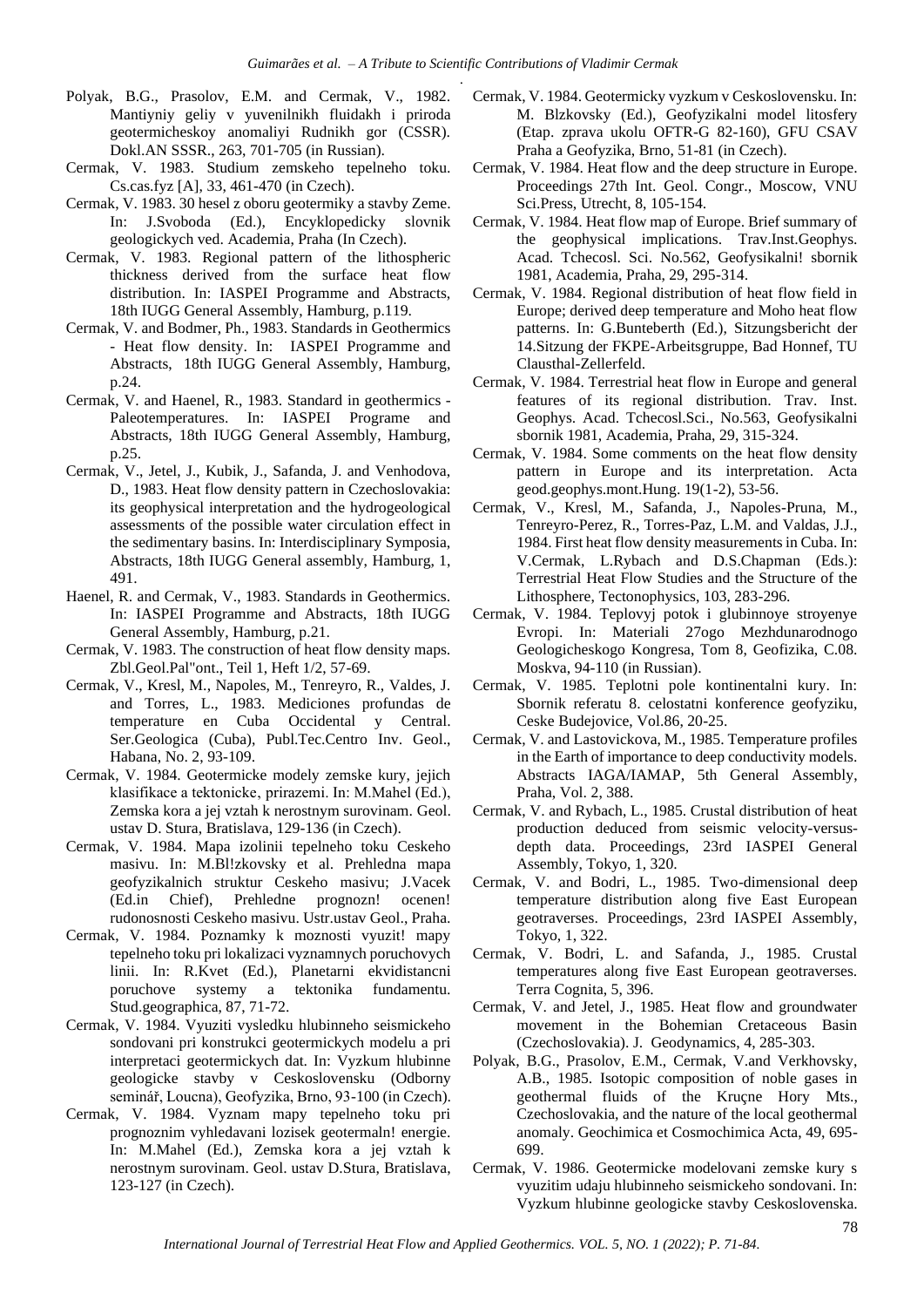Polyak, B.G., Prasolov, E.M. and Cermak, V., 1982. Mantiyniy geliy v yuvenilnikh fluidakh i priroda geotermicheskoy anomaliyi Rudnikh gor (CSSR). Dokl.AN SSSR., 263, 701-705 (in Russian).

Cermak, V. 1983. Studium zemskeho tepelneho toku. Cs.cas.fyz [A], 33, 461-470 (in Czech).

Cermak, V. 1983. 30 hesel z oboru geotermiky a stavby Zeme. In: J.Svoboda (Ed.), Encyklopedicky slovnik geologickych ved. Academia, Praha (In Czech).

Cermak, V. 1983. Regional pattern of the lithospheric thickness derived from the surface heat flow distribution. In: IASPEI Programme and Abstracts, 18th IUGG General Assembly, Hamburg, p.119.

Cermak, V. and Bodmer, Ph., 1983. Standards in Geothermics - Heat flow density. In: IASPEI Programme and Abstracts, 18th IUGG General Assembly, Hamburg, p.24.

Cermak, V. and Haenel, R., 1983. Standard in geothermics - Paleotemperatures. In: IASPEI Programe and Abstracts, 18th IUGG General Assembly, Hamburg, p.25.

Cermak, V., Jetel, J., Kubik, J., Safanda, J. and Venhodova, D., 1983. Heat flow density pattern in Czechoslovakia: its geophysical interpretation and the hydrogeological assessments of the possible water circulation effect in the sedimentary basins. In: Interdisciplinary Symposia, Abstracts, 18th IUGG General assembly, Hamburg, 1, 491.

Haenel, R. and Cermak, V., 1983. Standards in Geothermics. In: IASPEI Programme and Abstracts, 18th IUGG General Assembly, Hamburg, p.21.

Cermak, V. 1983. The construction of heat flow density maps. Zbl.Geol.Pal"ont., Teil 1, Heft 1/2, 57-69.

Cermak, V., Kresl, M., Napoles, M., Tenreyro, R., Valdes, J. and Torres, L., 1983. Mediciones profundas de temperature en Cuba Occidental y Central. Ser.Geologica (Cuba), Publ.Tec.Centro Inv. Geol., Habana, No. 2, 93-109.

Cermak, V. 1984. Geotermicke modely zemske kury, jejich klasifikace a tektonicke, prirazemi. In: M.Mahel (Ed.), Zemska kora a jej vztah k nerostnym surovinam. Geol. ustav D. Stura, Bratislava, 129-136 (in Czech).

Cermak, V. 1984. Mapa izolinii tepelneho toku Ceskeho masivu. In: M.Bl!zkovsky et al. Prehledna mapa geofyzikalnich struktur Ceskeho masivu; J.Vacek (Ed.in Chief), Prehledne prognozn! ocenen! rudonosnosti Ceskeho masivu. Ustr.ustav Geol., Praha.

Cermak, V. 1984. Poznamky k moznosti vyuzit! mapy tepelneho toku pri lokalizaci vyznamnych poruchovych linii. In: R.Kvet (Ed.), Planetarni ekvidistancni poruchove systemy a tektonika fundamentu. Stud.geographica, 87, 71-72.

Cermak, V. 1984. Vyuziti vysledku hlubinneho seismickeho sondovani pri konstrukci geotermickych modelu a pri interpretaci geotermickych dat. In: Vyzkum hlubinne geologicke stavby v Ceskoslovensku (Odborny seminář, Loucna), Geofyzika, Brno, 93-100 (in Czech).

Cermak, V. 1984. Vyznam mapy tepelneho toku pri prognoznim vyhledavani lozisek geotermaln! energie. In: M.Mahel (Ed.), Zemska kora a jej vztah k nerostnym surovinam. Geol. ustav D.Stura, Bratislava, 123-127 (in Czech).

Cermak, V. 1984. Geotermicky vyzkum v Ceskoslovensku. In: M. Blzkovsky (Ed.), Geofyzikalni model litosfery (Etap. zprava ukolu OFTR-G 82-160), GFU CSAV Praha a Geofyzika, Brno, 51-81 (in Czech).

Cermak, V. 1984. Heat flow and the deep structure in Europe. Proceedings 27th Int. Geol. Congr., Moscow, VNU Sci.Press, Utrecht, 8, 105-154.

Cermak, V. 1984. Heat flow map of Europe. Brief summary of the geophysical implications. Trav.Inst.Geophys. Acad. Tchecosl. Sci. No.562, Geofysikalni! sbornik 1981, Academia, Praha, 29, 295-314.

Cermak, V. 1984. Regional distribution of heat flow field in Europe; derived deep temperature and Moho heat flow patterns. In: G.Bunteberth (Ed.), Sitzungsbericht der 14.Sitzung der FKPE-Arbeitsgruppe, Bad Honnef, TU Clausthal-Zellerfeld.

Cermak, V. 1984. Terrestrial heat flow in Europe and general features of its regional distribution. Trav. Inst. Geophys. Acad. Tchecosl.Sci., No.563, Geofysikalni sbornik 1981, Academia, Praha, 29, 315-324.

Cermak, V. 1984. Some comments on the heat flow density pattern in Europe and its interpretation. Acta geod.geophys.mont.Hung. 19(1-2), 53-56.

Cermak, V., Kresl, M., Safanda, J., Napoles-Pruna, M., Tenreyro-Perez, R., Torres-Paz, L.M. and Valdas, J.J., 1984. First heat flow density measurements in Cuba. In: V.Cermak, L.Rybach and D.S.Chapman (Eds.): Terrestrial Heat Flow Studies and the Structure of the Lithosphere, Tectonophysics, 103, 283-296.

Cermak, V. 1984. Teplovyj potok i glubinnoye stroyenye Evropi. In: Materiali 27ogo Mezhdunarodnogo Geologicheskogo Kongresa, Tom 8, Geofizika, C.08. Moskva, 94-110 (in Russian).

Cermak, V. 1985. Teplotni pole kontinentalni kury. In: Sbornik referatu 8. celostatni konference geofyziku, Ceske Budejovice, Vol.86, 20-25.

Cermak, V. and Lastovickova, M., 1985. Temperature profiles in the Earth of importance to deep conductivity models. Abstracts IAGA/IAMAP, 5th General Assembly, Praha, Vol. 2, 388.

Cermak, V. and Rybach, L., 1985. Crustal distribution of heat production deduced from seismic velocity-versus-depth data. Proceedings, 23rd IASPEI General Assembly, Tokyo, 1, 320.

Cermak, V. and Bodri, L., 1985. Two-dimensional deep temperature distribution along five East European geotraverses. Proceedings, 23rd IASPEI Assembly, Tokyo, 1, 322.

Cermak, V. Bodri, L. and Safanda, J., 1985. Crustal temperatures along five East European geotraverses. Terra Cognita, 5, 396.

Cermak, V. and Jetel, J., 1985. Heat flow and groundwater movement in the Bohemian Cretaceous Basin (Czechoslovakia). J. Geodynamics, 4, 285-303.

Polyak, B.G., Prasolov, E.M., Cermak, V.and Verkhovsky, A.B., 1985. Isotopic composition of noble gases in geothermal fluids of the Kruçne Hory Mts., Czechoslovakia, and the nature of the local geothermal anomaly. Geochimica et Cosmochimica Acta, 49, 695-699.

Cermak, V. 1986. Geotermicke modelovani zemske kury s vyuzitim udaju hlubinneho seismickeho sondovani. In: Vyzkum hlubinne geologicke stavby Ceskoslovenska.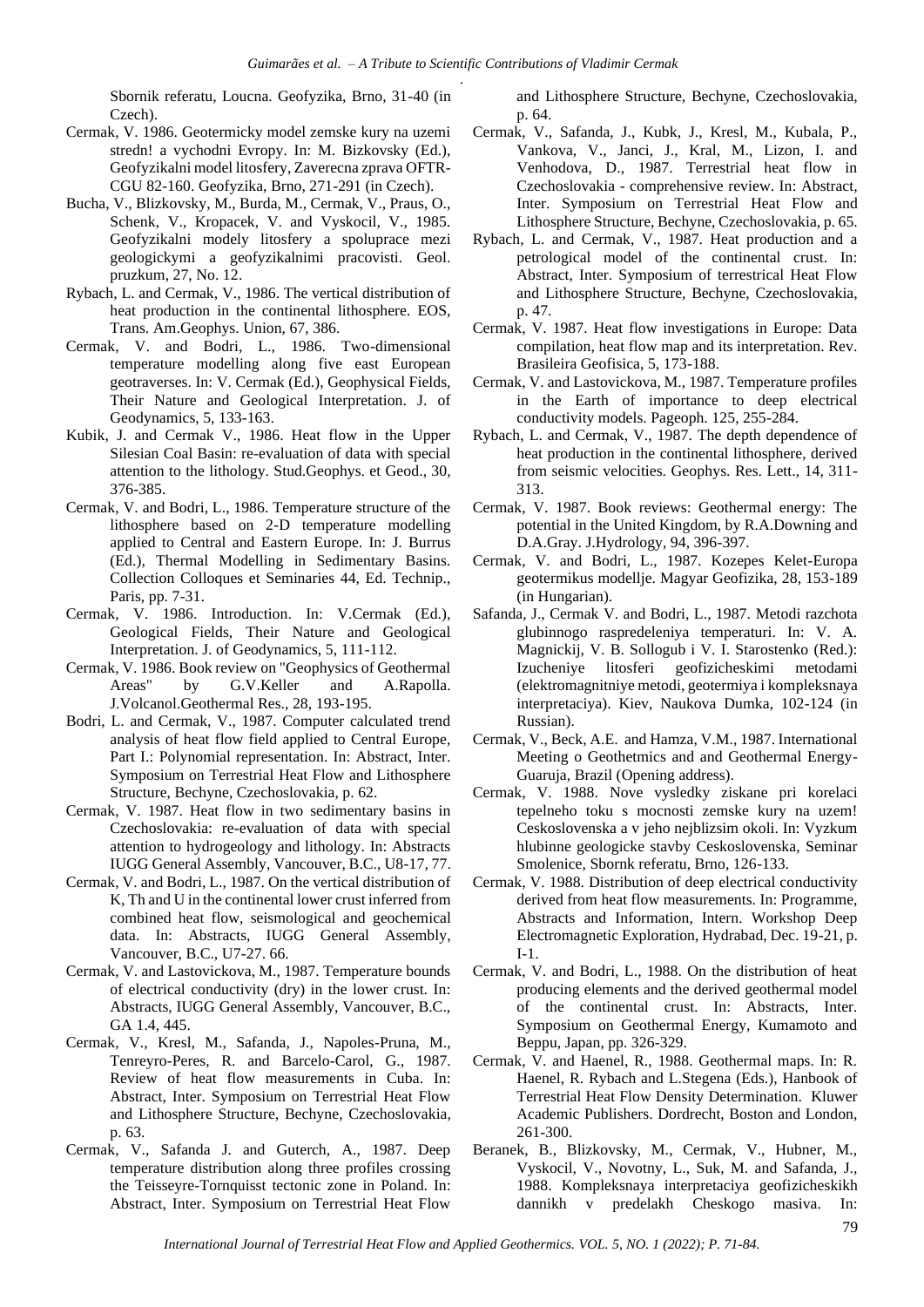Sbornik referatu, Loucna. Geofyzika, Brno, 31-40 (in Czech).

Cermak, V. 1986. Geotermicky model zemske kury na uzemi stredn! a vychodni Evropy. In: M. Bizkovsky (Ed.), Geofyzikalni model litosfery, Zaverecna zprava OFTR-CGU 82-160. Geofyzika, Brno, 271-291 (in Czech).

Bucha, V., Blizkovsky, M., Burda, M., Cermak, V., Praus, O., Schenk, V., Kropacek, V. and Vyskocil, V., 1985. Geofyzikalni modely litosfery a spoluprace mezi geologickymi a geofyzikalnimi pracovisti. Geol. pruzkum, 27, No. 12.

Rybach, L. and Cermak, V., 1986. The vertical distribution of heat production in the continental lithosphere. EOS, Trans. Am.Geophys. Union, 67, 386.

Cermak, V. and Bodri, L., 1986. Two-dimensional temperature modelling along five east European geotraverses. In: V. Cermak (Ed.), Geophysical Fields, Their Nature and Geological Interpretation. J. of Geodynamics, 5, 133-163.

Kubik, J. and Cermak V., 1986. Heat flow in the Upper Silesian Coal Basin: re-evaluation of data with special attention to the lithology. Stud.Geophys. et Geod., 30, 376-385.

Cermak, V. and Bodri, L., 1986. Temperature structure of the lithosphere based on 2-D temperature modelling applied to Central and Eastern Europe. In: J. Burrus (Ed.), Thermal Modelling in Sedimentary Basins. Collection Colloques et Seminaries 44, Ed. Technip., Paris, pp. 7-31.

Cermak, V. 1986. Introduction. In: V.Cermak (Ed.), Geological Fields, Their Nature and Geological Interpretation. J. of Geodynamics, 5, 111-112.

Cermak, V. 1986. Book review on "Geophysics of Geothermal Areas" by G.V.Keller and A.Rapolla. J.Volcanol.Geothermal Res., 28, 193-195.

Bodri, L. and Cermak, V., 1987. Computer calculated trend analysis of heat flow field applied to Central Europe, Part I.: Polynomial representation. In: Abstract, Inter. Symposium on Terrestrial Heat Flow and Lithosphere Structure, Bechyne, Czechoslovakia, p. 62.

Cermak, V. 1987. Heat flow in two sedimentary basins in Czechoslovakia: re-evaluation of data with special attention to hydrogeology and lithology. In: Abstracts IUGG General Assembly, Vancouver, B.C., U8-17, 77.

Cermak, V. and Bodri, L., 1987. On the vertical distribution of K, Th and U in the continental lower crust inferred from combined heat flow, seismological and geochemical data. In: Abstracts, IUGG General Assembly, Vancouver, B.C., U7-27. 66.

Cermak, V. and Lastovickova, M., 1987. Temperature bounds of electrical conductivity (dry) in the lower crust. In: Abstracts, IUGG General Assembly, Vancouver, B.C., GA 1.4, 445.

Cermak, V., Kresl, M., Safanda, J., Napoles-Pruna, M., Tenreyro-Peres, R. and Barcelo-Carol, G., 1987. Review of heat flow measurements in Cuba. In: Abstract, Inter. Symposium on Terrestrial Heat Flow and Lithosphere Structure, Bechyne, Czechoslovakia, p. 63.

Cermak, V., Safanda J. and Guterch, A., 1987. Deep temperature distribution along three profiles crossing the Teisseyre-Tornquisst tectonic zone in Poland. In: Abstract, Inter. Symposium on Terrestrial Heat Flow and Lithosphere Structure, Bechyne, Czechoslovakia, p. 64.

Cermak, V., Safanda, J., Kubk, J., Kresl, M., Kubala, P., Vankova, V., Janci, J., Kral, M., Lizon, I. and Venhodova, D., 1987. Terrestrial heat flow in Czechoslovakia - comprehensive review. In: Abstract, Inter. Symposium on Terrestrial Heat Flow and Lithosphere Structure, Bechyne, Czechoslovakia, p. 65.

Rybach, L. and Cermak, V., 1987. Heat production and a petrological model of the continental crust. In: Abstract, Inter. Symposium of terrestrical Heat Flow and Lithosphere Structure, Bechyne, Czechoslovakia, p. 47.

Cermak, V. 1987. Heat flow investigations in Europe: Data compilation, heat flow map and its interpretation. Rev. Brasileira Geofisica, 5, 173-188.

Cermak, V. and Lastovickova, M., 1987. Temperature profiles in the Earth of importance to deep electrical conductivity models. Pageoph. 125, 255-284.

Rybach, L. and Cermak, V., 1987. The depth dependence of heat production in the continental lithosphere, derived from seismic velocities. Geophys. Res. Lett., 14, 311-313.

Cermak, V. 1987. Book reviews: Geothermal energy: The potential in the United Kingdom, by R.A.Downing and D.A.Gray. J.Hydrology, 94, 396-397.

Cermak, V. and Bodri, L., 1987. Kozepes Kelet-Europa geotermikus modellje. Magyar Geofizika, 28, 153-189 (in Hungarian).

Safanda, J., Cermak V. and Bodri, L., 1987. Metodi razchota glubinnogo raspredeleniya temperaturi. In: V. A. Magnickij, V. B. Sollogub i V. I. Starostenko (Red.): Izucheniye litosferi geofizicheskimi metodami (elektromagnitniye metodi, geotermiya i kompleksnaya interpretaciya). Kiev, Naukova Dumka, 102-124 (in Russian).

Cermak, V., Beck, A.E. and Hamza, V.M., 1987. International Meeting o Geothetmics and and Geothermal Energy-Guaruja, Brazil (Opening address).

Cermak, V. 1988. Nove vysledky ziskane pri korelaci tepelneho toku s mocnosti zemske kury na uzem! Ceskoslovenska a v jeho nejblizsim okoli. In: Vyzkum hlubinne geologicke stavby Ceskoslovenska, Seminar Smolenice, Sbornk referatu, Brno, 126-133.

Cermak, V. 1988. Distribution of deep electrical conductivity derived from heat flow measurements. In: Programme, Abstracts and Information, Intern. Workshop Deep Electromagnetic Exploration, Hydrabad, Dec. 19-21, p. I-1.

Cermak, V. and Bodri, L., 1988. On the distribution of heat producing elements and the derived geothermal model of the continental crust. In: Abstracts, Inter. Symposium on Geothermal Energy, Kumamoto and Beppu, Japan, pp. 326-329.

Cermak, V. and Haenel, R., 1988. Geothermal maps. In: R. Haenel, R. Rybach and L.Stegena (Eds.), Hanbook of Terrestrial Heat Flow Density Determination. Kluwer Academic Publishers. Dordrecht, Boston and London, 261-300.

Beranek, B., Blizkovsky, M., Cermak, V., Hubner, M., Vyskocil, V., Novotny, L., Suk, M. and Safanda, J., 1988. Kompleksnaya interpretaciya geofizicheskikh dannikh v predelakh Cheskogo masiva. In: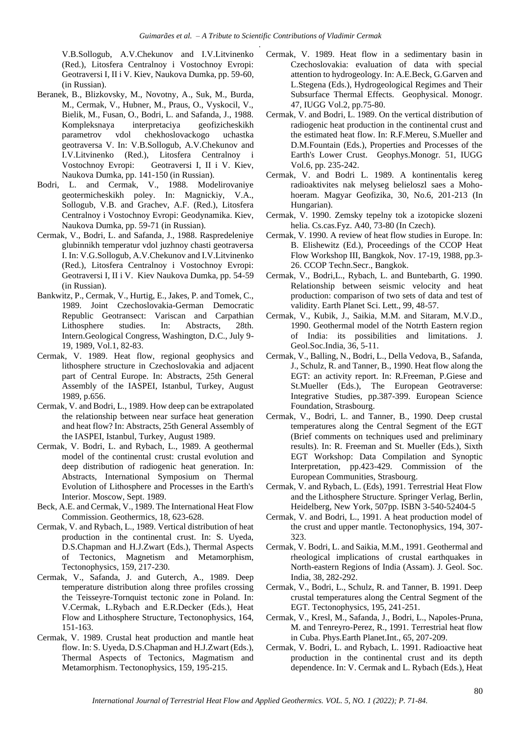V.B.Sollogub, A.V.Chekunov and I.V.Litvinenko (Red.), Litosfera Centralnoy i Vostochnoy Evropi: Geotraversi I, II i V. Kiev, Naukova Dumka, pp. 59-60, (in Russian).

Beranek, B., Blizkovsky, M., Novotny, A., Suk, M., Burda, M., Cermak, V., Hubner, M., Praus, O., Vyskocil, V., Bielik, M., Fusan, O., Bodri, L. and Safanda, J., 1988. Kompleksnaya interpretaciya geofizicheskikh parametrov vdol chekhoslovackogo uchastka geotraversa V. In: V.B.Sollogub, A.V.Chekunov and I.V.Litvinenko (Red.), Litosfera Centralnoy i Vostochnoy Evropi: Geotraversi I, II i V. Kiev, Naukova Dumka, pp. 141-150 (in Russian).

Bodri, L. and Cermak, V., 1988. Modelirovaniye geotermicheskikh poley. In: Magnickiy, V.A., Sollogub, V.B. and Grachev, A.F. (Red.), Litosfera Centralnoy i Vostochnoy Evropi: Geodynamika. Kiev, Naukova Dumka, pp. 59-71 (in Russian).

Cermak, V., Bodri, L. and Safanda, J., 1988. Raspredeleniye glubinnikh temperatur vdol juzhnoy chasti geotraversa I. In: V.G.Sollogub, A.V.Chekunov and I.V.Litvinenko (Red.), Litosfera Centralnoy i Vostochnoy Evropi: Geotraversi I, II i V. Kiev Naukova Dumka, pp. 54-59 (in Russian).

Bankwitz, P., Cermak, V., Hurtig, E., Jakes, P. and Tomek, C., 1989. Joint Czechoslovakia-German Democratic Republic Geotransect: Variscan and Carpathian Lithosphere studies. In: Abstracts, 28th. Intern.Geological Congress, Washington, D.C., July 9-19, 1989, Vol.1, 82-83.

Cermak, V. 1989. Heat flow, regional geophysics and lithosphere structure in Czechoslovakia and adjacent part of Central Europe. In: Abstracts, 25th General Assembly of the IASPEI, Istanbul, Turkey, August 1989, p.656.

Cermak, V. and Bodri, L., 1989. How deep can be extrapolated the relationship between near surface heat generation and heat flow? In: Abstracts, 25th General Assembly of the IASPEI, Istanbul, Turkey, August 1989.

Cermak, V. Bodri, L. and Rybach, L., 1989. A geothermal model of the continental crust: crustal evolution and deep distribution of radiogenic heat generation. In: Abstracts, International Symposium on Thermal Evolution of Lithosphere and Processes in the Earth's Interior. Moscow, Sept. 1989.

Beck, A.E. and Cermak, V., 1989. The International Heat Flow Commission. Geothermics, 18, 623-628.

Cermak, V. and Rybach, L., 1989. Vertical distribution of heat production in the continental crust. In: S. Uyeda, D.S.Chapman and H.J.Zwart (Eds.), Thermal Aspects of Tectonics, Magnetism and Metamorphism, Tectonophysics, 159, 217-230.

Cermak, V., Safanda, J. and Guterch, A., 1989. Deep temperature distribution along three profiles crossing the Teisseyre-Tornquist tectonic zone in Poland. In: V.Cermak, L.Rybach and E.R.Decker (Eds.), Heat Flow and Lithosphere Structure, Tectonophysics, 164, 151-163.

Cermak, V. 1989. Crustal heat production and mantle heat flow. In: S. Uyeda, D.S.Chapman and H.J.Zwart (Eds.), Thermal Aspects of Tectonics, Magmatism and Metamorphism. Tectonophysics, 159, 195-215.

Cermak, V. 1989. Heat flow in a sedimentary basin in Czechoslovakia: evaluation of data with special attention to hydrogeology. In: A.E.Beck, G.Garven and L.Stegena (Eds.), Hydrogeological Regimes and Their Subsurface Thermal Effects. Geophysical. Monogr. 47, IUGG Vol.2, pp.75-80.

Cermak, V. and Bodri, L. 1989. On the vertical distribution of radiogenic heat production in the continental crust and the estimated heat flow. In: R.F.Mereu, S.Mueller and D.M.Fountain (Eds.), Properties and Processes of the Earth's Lower Crust. Geophys.Monogr. 51, IUGG Vol.6, pp. 235-242.

Cermak, V. and Bodri L. 1989. A kontinentalis kereg radioaktivites nak melyseg belieloszl saes a Moho-hoeram. Magyar Geofizika, 30, No.6, 201-213 (In Hungarian).

Cermak, V. 1990. Zemsky tepelny tok a izotopicke slozeni helia. Cs.cas.Fyz. A40, 73-80 (In Czech).

Cermak, V. 1990. A review of heat flow studies in Europe. In: B. Elishewitz (Ed.), Proceedings of the CCOP Heat Flow Workshop III, Bangkok, Nov. 17-19, 1988, pp.3-26. CCOP Techn.Secr., Bangkok.

Cermak, V., Bodri,L., Rybach, L. and Buntebarth, G. 1990. Relationship between seismic velocity and heat production: comparison of two sets of data and test of validity. Earth Planet Sci. Lett., 99, 48-57.

Cermak, V., Kubik, J., Saikia, M.M. and Sitaram, M.V.D., 1990. Geothermal model of the Notrth Eastern region of India: its possibilities and limitations. J. Geol.Soc.India, 36, 5-11.

Cermak, V., Balling, N., Bodri, L., Della Vedova, B., Safanda, J., Schulz, R. and Tanner, B., 1990. Heat flow along the EGT: an activity report. In: R.Freeman, P.Giese and St.Mueller (Eds.), The European Geotraverse: Integrative Studies, pp.387-399. European Science Foundation, Strasbourg.

Cermak, V., Bodri, L. and Tanner, B., 1990. Deep crustal temperatures along the Central Segment of the EGT (Brief comments on techniques used and preliminary results). In: R. Freeman and St. Mueller (Eds.), Sixth EGT Workshop: Data Compilation and Synoptic Interpretation, pp.423-429. Commission of the European Communities, Strasbourg.

Cermak, V. and Rybach, L. (Eds), 1991. Terrestrial Heat Flow and the Lithosphere Structure. Springer Verlag, Berlin, Heidelberg, New York, 507pp. ISBN 3-540-52404-5

Cermak, V. and Bodri, L., 1991. A heat production model of the crust and upper mantle. Tectonophysics, 194, 307-323.

Cermak, V. Bodri, L. and Saikia, M.M., 1991. Geothermal and rheological implications of crustal earthquakes in North-eastern Regions of India (Assam). J. Geol. Soc. India, 38, 282-292.

Cermak, V., Bodri, L., Schulz, R. and Tanner, B. 1991. Deep crustal temperatures along the Central Segment of the EGT. Tectonophysics, 195, 241-251.

Cermak, V., Kresl, M., Safanda, J., Bodri, L., Napoles-Pruna, M. and Tenreyro-Perez, R., 1991. Terrestrial heat flow in Cuba. Phys.Earth Planet.Int., 65, 207-209.

Cermak, V. Bodri, L. and Rybach, L. 1991. Radioactive heat production in the continental crust and its depth dependence. In: V. Cermak and L. Rybach (Eds.), Heat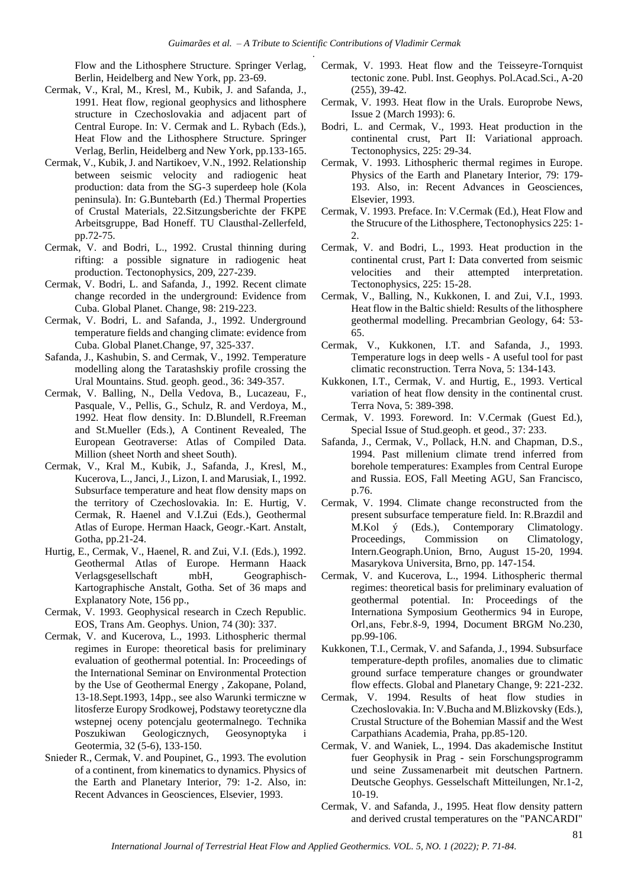Flow and the Lithosphere Structure. Springer Verlag, Berlin, Heidelberg and New York, pp. 23-69.

Cermak, V., Kral, M., Kresl, M., Kubik, J. and Safanda, J., 1991. Heat flow, regional geophysics and lithosphere structure in Czechoslovakia and adjacent part of Central Europe. In: V. Cermak and L. Rybach (Eds.), Heat Flow and the Lithosphere Structure. Springer Verlag, Berlin, Heidelberg and New York, pp.133-165.

Cermak, V., Kubik, J. and Nartikoev, V.N., 1992. Relationship between seismic velocity and radiogenic heat production: data from the SG-3 superdeep hole (Kola peninsula). In: G.Buntebarth (Ed.) Thermal Properties of Crustal Materials, 22.Sitzungsberichte der FKPE Arbeitsgruppe, Bad Honeff. TU Clausthal-Zellerfeld, pp.72-75.

Cermak, V. and Bodri, L., 1992. Crustal thinning during rifting: a possible signature in radiogenic heat production. Tectonophysics, 209, 227-239.

Cermak, V. Bodri, L. and Safanda, J., 1992. Recent climate change recorded in the underground: Evidence from Cuba. Global Planet. Change, 98: 219-223.

Cermak, V. Bodri, L. and Safanda, J., 1992. Underground temperature fields and changing climate: evidence from Cuba. Global Planet.Change, 97, 325-337.

Safanda, J., Kashubin, S. and Cermak, V., 1992. Temperature modelling along the Taratashskiy profile crossing the Ural Mountains. Stud. geoph. geod., 36: 349-357.

Cermak, V. Balling, N., Della Vedova, B., Lucazeau, F., Pasquale, V., Pellis, G., Schulz, R. and Verdoya, M., 1992. Heat flow density. In: D.Blundell, R.Freeman and St.Mueller (Eds.), A Continent Revealed, The European Geotraverse: Atlas of Compiled Data. Million (sheet North and sheet South).

Cermak, V., Kral M., Kubik, J., Safanda, J., Kresl, M., Kucerova, L., Janci, J., Lizon, I. and Marusiak, I., 1992. Subsurface temperature and heat flow density maps on the territory of Czechoslovakia. In: E. Hurtig, V. Cermak, R. Haenel and V.I.Zui (Eds.), Geothermal Atlas of Europe. Herman Haack, Geogr.-Kart. Anstalt, Gotha, pp.21-24.

Hurtig, E., Cermak, V., Haenel, R. and Zui, V.I. (Eds.), 1992. Geothermal Atlas of Europe. Hermann Haack Verlagsgesellschaft mbH, Geographisch-Kartographische Anstalt, Gotha. Set of 36 maps and Explanatory Note, 156 pp.,

Cermak, V. 1993. Geophysical research in Czech Republic. EOS, Trans Am. Geophys. Union, 74 (30): 337.

Cermak, V. and Kucerova, L., 1993. Lithospheric thermal regimes in Europe: theoretical basis for preliminary evaluation of geothermal potential. In: Proceedings of the International Seminar on Environmental Protection by the Use of Geothermal Energy , Zakopane, Poland, 13-18.Sept.1993, 14pp., see also Warunki termiczne w litosferze Europy Srodkowej, Podstawy teoretyczne dla wstepnej oceny potencjalu geotermalnego. Technika Poszukiwan Geologicznych, Geosynoptyka i Geotermia, 32 (5-6), 133-150.

Snieder R., Cermak, V. and Poupinet, G., 1993. The evolution of a continent, from kinematics to dynamics. Physics of the Earth and Planetary Interior, 79: 1-2. Also, in: Recent Advances in Geosciences, Elsevier, 1993.

Cermak, V. 1993. Heat flow and the Teisseyre-Tornquist tectonic zone. Publ. Inst. Geophys. Pol.Acad.Sci., A-20 (255), 39-42.

Cermak, V. 1993. Heat flow in the Urals. Europrobe News, Issue 2 (March 1993): 6.

Bodri, L. and Cermak, V., 1993. Heat production in the continental crust, Part II: Variational approach. Tectonophysics, 225: 29-34.

Cermak, V. 1993. Lithospheric thermal regimes in Europe. Physics of the Earth and Planetary Interior, 79: 179-193. Also, in: Recent Advances in Geosciences, Elsevier, 1993.

Cermak, V. 1993. Preface. In: V.Cermak (Ed.), Heat Flow and the Strucure of the Lithosphere, Tectonophysics 225: 1-2.

Cermak, V. and Bodri, L., 1993. Heat production in the continental crust, Part I: Data converted from seismic velocities and their attempted interpretation. Tectonophysics, 225: 15-28.

Cermak, V., Balling, N., Kukkonen, I. and Zui, V.I., 1993. Heat flow in the Baltic shield: Results of the lithosphere geothermal modelling. Precambrian Geology, 64: 53-65.

Cermak, V., Kukkonen, I.T. and Safanda, J., 1993. Temperature logs in deep wells - A useful tool for past climatic reconstruction. Terra Nova, 5: 134-143.

Kukkonen, I.T., Cermak, V. and Hurtig, E., 1993. Vertical variation of heat flow density in the continental crust. Terra Nova, 5: 389-398.

Cermak, V. 1993. Foreword. In: V.Cermak (Guest Ed.), Special Issue of Stud.geoph. et geod., 37: 233.

Safanda, J., Cermak, V., Pollack, H.N. and Chapman, D.S., 1994. Past millenium climate trend inferred from borehole temperatures: Examples from Central Europe and Russia. EOS, Fall Meeting AGU, San Francisco, p.76.

Cermak, V. 1994. Climate change reconstructed from the present subsurface temperature field. In: R.Brazdil and M.Kol ý (Eds.), Contemporary Climatology. Proceedings, Commission on Climatology, Intern.Geograph.Union, Brno, August 15-20, 1994. Masarykova Universita, Brno, pp. 147-154.

Cermak, V. and Kucerova, L., 1994. Lithospheric thermal regimes: theoretical basis for preliminary evaluation of geothermal potential. In: Proceedings of the Internationa Symposium Geothermics 94 in Europe, Orl,ans, Febr.8-9, 1994, Document BRGM No.230, pp.99-106.

Kukkonen, T.I., Cermak, V. and Safanda, J., 1994. Subsurface temperature-depth profiles, anomalies due to climatic ground surface temperature changes or groundwater flow effects. Global and Planetary Change, 9: 221-232.

Cermak, V. 1994. Results of heat flow studies in Czechoslovakia. In: V.Bucha and M.Blizkovsky (Eds.), Crustal Structure of the Bohemian Massif and the West Carpathians Academia, Praha, pp.85-120.

Cermak, V. and Waniek, L., 1994. Das akademische Institut fuer Geophysik in Prag - sein Forschungsprogramm und seine Zussamenarbeit mit deutschen Partnern. Deutsche Geophys. Gesselschaft Mitteilungen, Nr.1-2, 10-19.

Cermak, V. and Safanda, J., 1995. Heat flow density pattern and derived crustal temperatures on the "PANCARDI"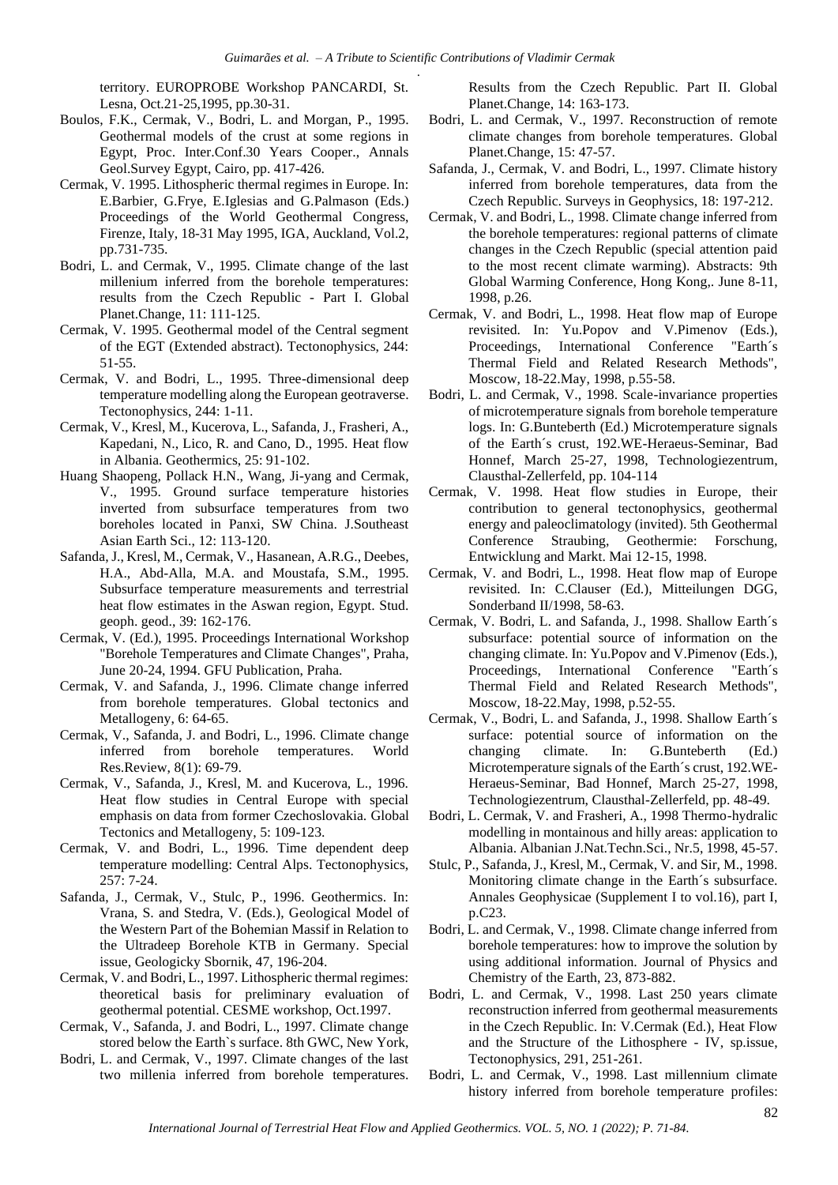territory. EUROPROBE Workshop PANCARDI, St. Lesna, Oct.21-25,1995, pp.30-31.

Boulos, F.K., Cermak, V., Bodri, L. and Morgan, P., 1995. Geothermal models of the crust at some regions in Egypt, Proc. Inter.Conf.30 Years Cooper., Annals Geol.Survey Egypt, Cairo, pp. 417-426.

Cermak, V. 1995. Lithospheric thermal regimes in Europe. In: E.Barbier, G.Frye, E.Iglesias and G.Palmason (Eds.) Proceedings of the World Geothermal Congress, Firenze, Italy, 18-31 May 1995, IGA, Auckland, Vol.2, pp.731-735.

Bodri, L. and Cermak, V., 1995. Climate change of the last millenium inferred from the borehole temperatures: results from the Czech Republic - Part I. Global Planet.Change, 11: 111-125.

Cermak, V. 1995. Geothermal model of the Central segment of the EGT (Extended abstract). Tectonophysics, 244: 51-55.

Cermak, V. and Bodri, L., 1995. Three-dimensional deep temperature modelling along the European geotraverse. Tectonophysics, 244: 1-11.

Cermak, V., Kresl, M., Kucerova, L., Safanda, J., Frasheri, A., Kapedani, N., Lico, R. and Cano, D., 1995. Heat flow in Albania. Geothermics, 25: 91-102.

Huang Shaopeng, Pollack H.N., Wang, Ji-yang and Cermak, V., 1995. Ground surface temperature histories inverted from subsurface temperatures from two boreholes located in Panxi, SW China. J.Southeast Asian Earth Sci., 12: 113-120.

Safanda, J., Kresl, M., Cermak, V., Hasanean, A.R.G., Deebes, H.A., Abd-Alla, M.A. and Moustafa, S.M., 1995. Subsurface temperature measurements and terrestrial heat flow estimates in the Aswan region, Egypt. Stud. geoph. geod., 39: 162-176.

Cermak, V. (Ed.), 1995. Proceedings International Workshop "Borehole Temperatures and Climate Changes", Praha, June 20-24, 1994. GFU Publication, Praha.

Cermak, V. and Safanda, J., 1996. Climate change inferred from borehole temperatures. Global tectonics and Metallogeny, 6: 64-65.

Cermak, V., Safanda, J. and Bodri, L., 1996. Climate change inferred from borehole temperatures. World Res.Review, 8(1): 69-79.

Cermak, V., Safanda, J., Kresl, M. and Kucerova, L., 1996. Heat flow studies in Central Europe with special emphasis on data from former Czechoslovakia. Global Tectonics and Metallogeny, 5: 109-123.

Cermak, V. and Bodri, L., 1996. Time dependent deep temperature modelling: Central Alps. Tectonophysics, 257: 7-24.

Safanda, J., Cermak, V., Stulc, P., 1996. Geothermics. In: Vrana, S. and Stedra, V. (Eds.), Geological Model of the Western Part of the Bohemian Massif in Relation to the Ultradeep Borehole KTB in Germany. Special issue, Geologicky Sbornik, 47, 196-204.

Cermak, V. and Bodri, L., 1997. Lithospheric thermal regimes: theoretical basis for preliminary evaluation of geothermal potential. CESME workshop, Oct.1997.

Cermak, V., Safanda, J. and Bodri, L., 1997. Climate change stored below the Earth`s surface. 8th GWC, New York,

Bodri, L. and Cermak, V., 1997. Climate changes of the last two millenia inferred from borehole temperatures. Results from the Czech Republic. Part II. Global Planet.Change, 14: 163-173.

Bodri, L. and Cermak, V., 1997. Reconstruction of remote climate changes from borehole temperatures. Global Planet.Change, 15: 47-57.

Safanda, J., Cermak, V. and Bodri, L., 1997. Climate history inferred from borehole temperatures, data from the Czech Republic. Surveys in Geophysics, 18: 197-212.

Cermak, V. and Bodri, L., 1998. Climate change inferred from the borehole temperatures: regional patterns of climate changes in the Czech Republic (special attention paid to the most recent climate warming). Abstracts: 9th Global Warming Conference, Hong Kong,. June 8-11, 1998, p.26.

Cermak, V. and Bodri, L., 1998. Heat flow map of Europe revisited. In: Yu.Popov and V.Pimenov (Eds.), Proceedings, International Conference "Earth´s Thermal Field and Related Research Methods", Moscow, 18-22.May, 1998, p.55-58.

Bodri, L. and Cermak, V., 1998. Scale-invariance properties of microtemperature signals from borehole temperature logs. In: G.Bunteberth (Ed.) Microtemperature signals of the Earth´s crust, 192.WE-Heraeus-Seminar, Bad Honnef, March 25-27, 1998, Technologiezentrum, Clausthal-Zellerfeld, pp. 104-114

Cermak, V. 1998. Heat flow studies in Europe, their contribution to general tectonophysics, geothermal energy and paleoclimatology (invited). 5th Geothermal Conference Straubing, Geothermie: Forschung, Entwicklung und Markt. Mai 12-15, 1998.

Cermak, V. and Bodri, L., 1998. Heat flow map of Europe revisited. In: C.Clauser (Ed.), Mitteilungen DGG, Sonderband II/1998, 58-63.

Cermak, V. Bodri, L. and Safanda, J., 1998. Shallow Earth´s subsurface: potential source of information on the changing climate. In: Yu.Popov and V.Pimenov (Eds.), Proceedings, International Conference "Earth´s Thermal Field and Related Research Methods", Moscow, 18-22.May, 1998, p.52-55.

Cermak, V., Bodri, L. and Safanda, J., 1998. Shallow Earth´s surface: potential source of information on the changing climate. In: G.Bunteberth (Ed.) Microtemperature signals of the Earth´s crust, 192.WE-Heraeus-Seminar, Bad Honnef, March 25-27, 1998, Technologiezentrum, Clausthal-Zellerfeld, pp. 48-49.

Bodri, L. Cermak, V. and Frasheri, A., 1998 Thermo-hydralic modelling in montainous and hilly areas: application to Albania. Albanian J.Nat.Techn.Sci., Nr.5, 1998, 45-57.

Stulc, P., Safanda, J., Kresl, M., Cermak, V. and Sir, M., 1998. Monitoring climate change in the Earth´s subsurface. Annales Geophysicae (Supplement I to vol.16), part I, p.C23.

Bodri, L. and Cermak, V., 1998. Climate change inferred from borehole temperatures: how to improve the solution by using additional information. Journal of Physics and Chemistry of the Earth, 23, 873-882.

Bodri, L. and Cermak, V., 1998. Last 250 years climate reconstruction inferred from geothermal measurements in the Czech Republic. In: V.Cermak (Ed.), Heat Flow and the Structure of the Lithosphere - IV, sp.issue, Tectonophysics, 291, 251-261.

Bodri, L. and Cermak, V., 1998. Last millennium climate history inferred from borehole temperature profiles: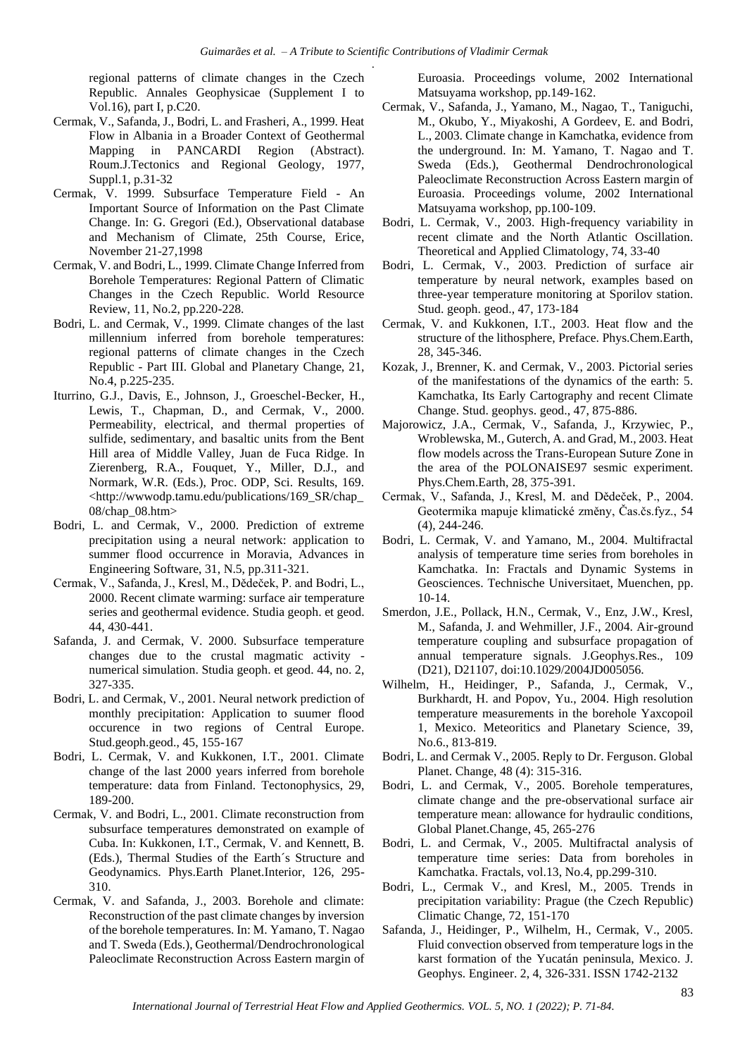regional patterns of climate changes in the Czech Republic. Annales Geophysicae (Supplement I to Vol.16), part I, p.C20.

Cermak, V., Safanda, J., Bodri, L. and Frasheri, A., 1999. Heat Flow in Albania in a Broader Context of Geothermal Mapping in PANCARDI Region (Abstract). Roum.J.Tectonics and Regional Geology, 1977, Suppl.1, p.31-32

Cermak, V. 1999. Subsurface Temperature Field - An Important Source of Information on the Past Climate Change. In: G. Gregori (Ed.), Observational database and Mechanism of Climate, 25th Course, Erice, November 21-27,1998

Cermak, V. and Bodri, L., 1999. Climate Change Inferred from Borehole Temperatures: Regional Pattern of Climatic Changes in the Czech Republic. World Resource Review, 11, No.2, pp.220-228.

Bodri, L. and Cermak, V., 1999. Climate changes of the last millennium inferred from borehole temperatures: regional patterns of climate changes in the Czech Republic - Part III. Global and Planetary Change, 21, No.4, p.225-235.

Iturrino, G.J., Davis, E., Johnson, J., Groeschel-Becker, H., Lewis, T., Chapman, D., and Cermak, V., 2000. Permeability, electrical, and thermal properties of sulfide, sedimentary, and basaltic units from the Bent Hill area of Middle Valley, Juan de Fuca Ridge. In Zierenberg, R.A., Fouquet, Y., Miller, D.J., and Normark, W.R. (Eds.), Proc. ODP, Sci. Results, 169. <http://wwwodp.tamu.edu/publications/169_SR/chap_08/chap_08.htm>

Bodri, L. and Cermak, V., 2000. Prediction of extreme precipitation using a neural network: application to summer flood occurrence in Moravia, Advances in Engineering Software, 31, N.5, pp.311-321.

Cermak, V., Safanda, J., Kresl, M., Dědeček, P. and Bodri, L., 2000. Recent climate warming: surface air temperature series and geothermal evidence. Studia geoph. et geod. 44, 430-441.

Safanda, J. and Cermak, V. 2000. Subsurface temperature changes due to the crustal magmatic activity - numerical simulation. Studia geoph. et geod. 44, no. 2, 327-335.

Bodri, L. and Cermak, V., 2001. Neural network prediction of monthly precipitation: Application to suumer flood occurence in two regions of Central Europe. Stud.geoph.geod., 45, 155-167

Bodri, L. Cermak, V. and Kukkonen, I.T., 2001. Climate change of the last 2000 years inferred from borehole temperature: data from Finland. Tectonophysics, 29, 189-200.

Cermak, V. and Bodri, L., 2001. Climate reconstruction from subsurface temperatures demonstrated on example of Cuba. In: Kukkonen, I.T., Cermak, V. and Kennett, B. (Eds.), Thermal Studies of the Earth´s Structure and Geodynamics. Phys.Earth Planet.Interior, 126, 295-310.

Cermak, V. and Safanda, J., 2003. Borehole and climate: Reconstruction of the past climate changes by inversion of the borehole temperatures. In: M. Yamano, T. Nagao and T. Sweda (Eds.), Geothermal/Dendrochronological Paleoclimate Reconstruction Across Eastern margin of Euroasia. Proceedings volume, 2002 International Matsuyama workshop, pp.149-162.

Cermak, V., Safanda, J., Yamano, M., Nagao, T., Taniguchi, M., Okubo, Y., Miyakoshi, A Gordeev, E. and Bodri, L., 2003. Climate change in Kamchatka, evidence from the underground. In: M. Yamano, T. Nagao and T. Sweda (Eds.), Geothermal Dendrochronological Paleoclimate Reconstruction Across Eastern margin of Euroasia. Proceedings volume, 2002 International Matsuyama workshop, pp.100-109.

Bodri, L. Cermak, V., 2003. High-frequency variability in recent climate and the North Atlantic Oscillation. Theoretical and Applied Climatology, 74, 33-40

Bodri, L. Cermak, V., 2003. Prediction of surface air temperature by neural network, examples based on three-year temperature monitoring at Sporilov station. Stud. geoph. geod., 47, 173-184

Cermak, V. and Kukkonen, I.T., 2003. Heat flow and the structure of the lithosphere, Preface. Phys.Chem.Earth, 28, 345-346.

Kozak, J., Brenner, K. and Cermak, V., 2003. Pictorial series of the manifestations of the dynamics of the earth: 5. Kamchatka, Its Early Cartography and recent Climate Change. Stud. geophys. geod., 47, 875-886.

Majorowicz, J.A., Cermak, V., Safanda, J., Krzywiec, P., Wroblewska, M., Guterch, A. and Grad, M., 2003. Heat flow models across the Trans-European Suture Zone in the area of the POLONAISE97 sesmic experiment. Phys.Chem.Earth, 28, 375-391.

Cermak, V., Safanda, J., Kresl, M. and Dědeček, P., 2004. Geotermika mapuje klimatické změny, Čas.čs.fyz., 54 (4), 244-246.

Bodri, L. Cermak, V. and Yamano, M., 2004. Multifractal analysis of temperature time series from boreholes in Kamchatka. In: Fractals and Dynamic Systems in Geosciences. Technische Universitaet, Muenchen, pp. 10-14.

Smerdon, J.E., Pollack, H.N., Cermak, V., Enz, J.W., Kresl, M., Safanda, J. and Wehmiller, J.F., 2004. Air-ground temperature coupling and subsurface propagation of annual temperature signals. J.Geophys.Res., 109 (D21), D21107, doi:10.1029/2004JD005056.

Wilhelm, H., Heidinger, P., Safanda, J., Cermak, V., Burkhardt, H. and Popov, Yu., 2004. High resolution temperature measurements in the borehole Yaxcopoil 1, Mexico. Meteoritics and Planetary Science, 39, No.6., 813-819.

Bodri, L. and Cermak V., 2005. Reply to Dr. Ferguson. Global Planet. Change, 48 (4): 315-316.

Bodri, L. and Cermak, V., 2005. Borehole temperatures, climate change and the pre-observational surface air temperature mean: allowance for hydraulic conditions, Global Planet.Change, 45, 265-276

Bodri, L. and Cermak, V., 2005. Multifractal analysis of temperature time series: Data from boreholes in Kamchatka. Fractals, vol.13, No.4, pp.299-310.

Bodri, L., Cermak V., and Kresl, M., 2005. Trends in precipitation variability: Prague (the Czech Republic) Climatic Change, 72, 151-170

Safanda, J., Heidinger, P., Wilhelm, H., Cermak, V., 2005. Fluid convection observed from temperature logs in the karst formation of the Yucatán peninsula, Mexico. J. Geophys. Engineer. 2, 4, 326-331. ISSN 1742-2132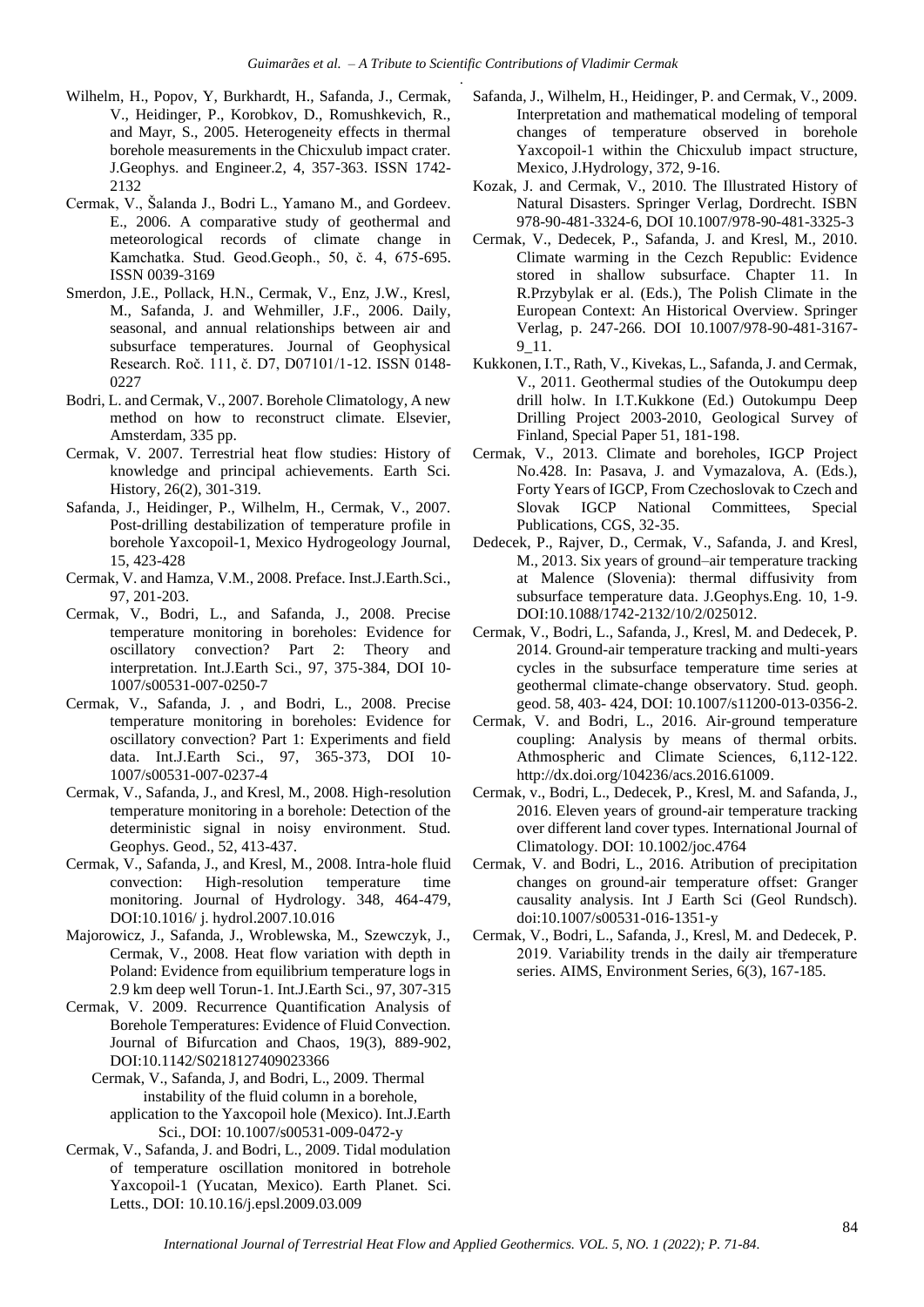Wilhelm, H., Popov, Y, Burkhardt, H., Safanda, J., Cermak, V., Heidinger, P., Korobkov, D., Romushkevich, R., and Mayr, S., 2005. Heterogeneity effects in thermal borehole measurements in the Chicxulub impact crater. J.Geophys. and Engineer.2, 4, 357-363. ISSN 1742-2132

Cermak, V., Šalanda J., Bodri L., Yamano M., and Gordeev. E., 2006. A comparative study of geothermal and meteorological records of climate change in Kamchatka. Stud. Geod.Geoph., 50, č. 4, 675-695. ISSN 0039-3169

Smerdon, J.E., Pollack, H.N., Cermak, V., Enz, J.W., Kresl, M., Safanda, J. and Wehmiller, J.F., 2006. Daily, seasonal, and annual relationships between air and subsurface temperatures. Journal of Geophysical Research. Roč. 111, č. D7, D07101/1-12. ISSN 0148-0227

Bodri, L. and Cermak, V., 2007. Borehole Climatology, A new method on how to reconstruct climate. Elsevier, Amsterdam, 335 pp.

Cermak, V. 2007. Terrestrial heat flow studies: History of knowledge and principal achievements. Earth Sci. History, 26(2), 301-319.

Safanda, J., Heidinger, P., Wilhelm, H., Cermak, V., 2007. Post-drilling destabilization of temperature profile in borehole Yaxcopoil-1, Mexico Hydrogeology Journal, 15, 423-428

Cermak, V. and Hamza, V.M., 2008. Preface. Inst.J.Earth.Sci., 97, 201-203.

Cermak, V., Bodri, L., and Safanda, J., 2008. Precise temperature monitoring in boreholes: Evidence for oscillatory convection? Part 2: Theory and interpretation. Int.J.Earth Sci., 97, 375-384, DOI 10-1007/s00531-007-0250-7

Cermak, V., Safanda, J. , and Bodri, L., 2008. Precise temperature monitoring in boreholes: Evidence for oscillatory convection? Part 1: Experiments and field data. Int.J.Earth Sci., 97, 365-373, DOI 10-1007/s00531-007-0237-4

Cermak, V., Safanda, J., and Kresl, M., 2008. High-resolution temperature monitoring in a borehole: Detection of the deterministic signal in noisy environment. Stud. Geophys. Geod., 52, 413-437.

Cermak, V., Safanda, J., and Kresl, M., 2008. Intra-hole fluid convection: High-resolution temperature time monitoring. Journal of Hydrology. 348, 464-479, DOI:10.1016/ j. hydrol.2007.10.016

Majorowicz, J., Safanda, J., Wroblewska, M., Szewczyk, J., Cermak, V., 2008. Heat flow variation with depth in Poland: Evidence from equilibrium temperature logs in 2.9 km deep well Torun-1. Int.J.Earth Sci., 97, 307-315

Cermak, V. 2009. Recurrence Quantification Analysis of Borehole Temperatures: Evidence of Fluid Convection. Journal of Bifurcation and Chaos, 19(3), 889-902, DOI:10.1142/S0218127409023366

Cermak, V., Safanda, J, and Bodri, L., 2009. Thermal instability of the fluid column in a borehole, application to the Yaxcopoil hole (Mexico). Int.J.Earth Sci., DOI: 10.1007/s00531-009-0472-y

Cermak, V., Safanda, J. and Bodri, L., 2009. Tidal modulation of temperature oscillation monitored in botrehole Yaxcopoil-1 (Yucatan, Mexico). Earth Planet. Sci. Letts., DOI: 10.10.16/j.epsl.2009.03.009

Safanda, J., Wilhelm, H., Heidinger, P. and Cermak, V., 2009. Interpretation and mathematical modeling of temporal changes of temperature observed in borehole Yaxcopoil-1 within the Chicxulub impact structure, Mexico, J.Hydrology, 372, 9-16.

Kozak, J. and Cermak, V., 2010. The Illustrated History of Natural Disasters. Springer Verlag, Dordrecht. ISBN 978-90-481-3324-6, DOI 10.1007/978-90-481-3325-3

Cermak, V., Dedecek, P., Safanda, J. and Kresl, M., 2010. Climate warming in the Cezch Republic: Evidence stored in shallow subsurface. Chapter 11. In R.Przybylak er al. (Eds.), The Polish Climate in the European Context: An Historical Overview. Springer Verlag, p. 247-266. DOI 10.1007/978-90-481-3167-9_11.

Kukkonen, I.T., Rath, V., Kivekas, L., Safanda, J. and Cermak, V., 2011. Geothermal studies of the Outokumpu deep drill holw. In I.T.Kukkone (Ed.) Outokumpu Deep Drilling Project 2003-2010, Geological Survey of Finland, Special Paper 51, 181-198.

Cermak, V., 2013. Climate and boreholes, IGCP Project No.428. In: Pasava, J. and Vymazalova, A. (Eds.), Forty Years of IGCP, From Czechoslovak to Czech and Slovak IGCP National Committees, Special Publications, CGS, 32-35.

Dedecek, P., Rajver, D., Cermak, V., Safanda, J. and Kresl, M., 2013. Six years of ground–air temperature tracking at Malence (Slovenia): thermal diffusivity from subsurface temperature data. J.Geophys.Eng. 10, 1-9. DOI:10.1088/1742-2132/10/2/025012.

Cermak, V., Bodri, L., Safanda, J., Kresl, M. and Dedecek, P. 2014. Ground-air temperature tracking and multi-years cycles in the subsurface temperature time series at geothermal climate-change observatory. Stud. geoph. geod. 58, 403- 424, DOI: 10.1007/s11200-013-0356-2.

Cermak, V. and Bodri, L., 2016. Air-ground temperature coupling: Analysis by means of thermal orbits. Athmospheric and Climate Sciences, 6,112-122. http://dx.doi.org/104236/acs.2016.61009.

Cermak, v., Bodri, L., Dedecek, P., Kresl, M. and Safanda, J., 2016. Eleven years of ground-air temperature tracking over different land cover types. International Journal of Climatology. DOI: 10.1002/joc.4764

Cermak, V. and Bodri, L., 2016. Atribution of precipitation changes on ground-air temperature offset: Granger causality analysis. Int J Earth Sci (Geol Rundsch). doi:10.1007/s00531-016-1351-y

Cermak, V., Bodri, L., Safanda, J., Kresl, M. and Dedecek, P. 2019. Variability trends in the daily air třemperature series. AIMS, Environment Series, 6(3), 167-185.